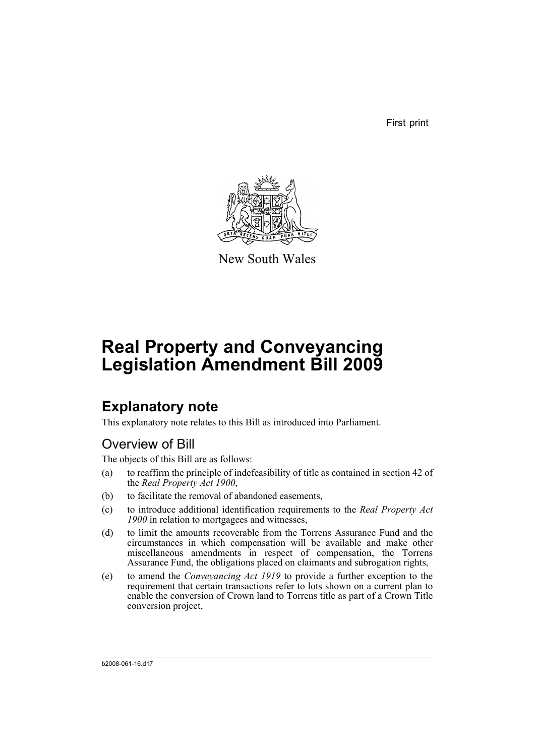First print

New South Wales

# Real Property and Conveyancing Legislation Amendment Bill 2009

## Explanatory note

This explanatory note relates to this Bill as introduced into Parliament.

### Overview of Bill

The objects of this Bill are as follows:

(a) to reaffirm the principle of indefeasibility of title as contained in section 42 of the *Real Property Act 1900*,

(b) to facilitate the removal of abandoned easements,

(c) to introduce additional identification requirements to the *Real Property Act 1900* in relation to mortgagees and witnesses,

(d) to limit the amounts recoverable from the Torrens Assurance Fund and the circumstances in which compensation will be available and make other miscellaneous amendments in respect of compensation, the Torrens Assurance Fund, the obligations placed on claimants and subrogation rights,

(e) to amend the *Conveyancing Act 1919* to provide a further exception to the requirement that certain transactions refer to lots shown on a current plan to enable the conversion of Crown land to Torrens title as part of a Crown Title conversion project,

b2008-061-16.d17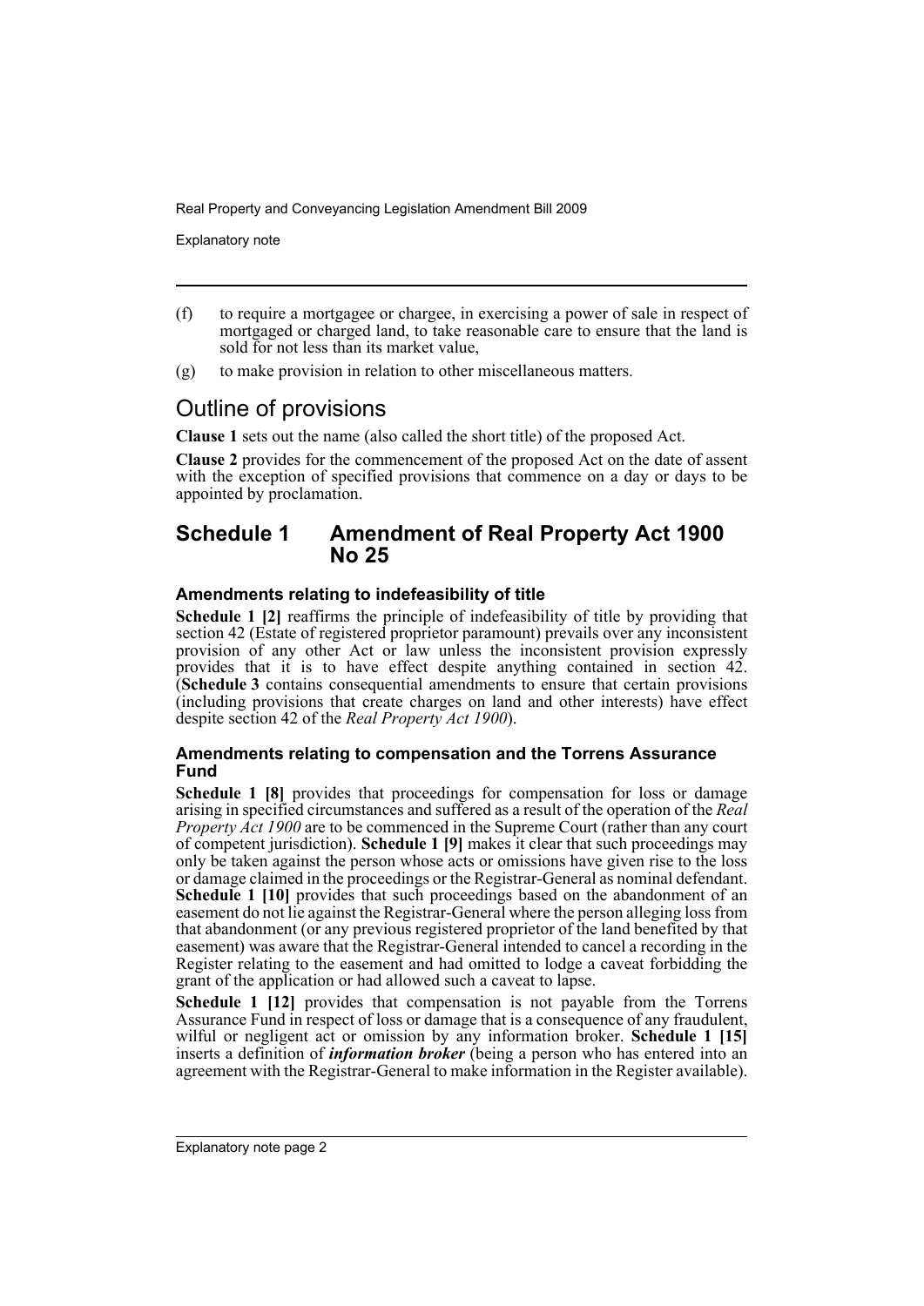(f) to require a mortgagee or chargee, in exercising a power of sale in respect of mortgaged or charged land, to take reasonable care to ensure that the land is sold for not less than its market value,

(g) to make provision in relation to other miscellaneous matters.

## Outline of provisions

**Clause 1** sets out the name (also called the short title) of the proposed Act.

**Clause 2** provides for the commencement of the proposed Act on the date of assent with the exception of specified provisions that commence on a day or days to be appointed by proclamation.

## Schedule 1 Amendment of Real Property Act 1900 No 25

### Amendments relating to indefeasibility of title

**Schedule 1 [2]** reaffirms the principle of indefeasibility of title by providing that section 42 (Estate of registered proprietor paramount) prevails over any inconsistent provision of any other Act or law unless the inconsistent provision expressly provides that it is to have effect despite anything contained in section 42. (**Schedule 3** contains consequential amendments to ensure that certain provisions (including provisions that create charges on land and other interests) have effect despite section 42 of the *Real Property Act 1900*).

### Amendments relating to compensation and the Torrens Assurance Fund

**Schedule 1 [8]** provides that proceedings for compensation for loss or damage arising in specified circumstances and suffered as a result of the operation of the *Real Property Act 1900* are to be commenced in the Supreme Court (rather than any court of competent jurisdiction). **Schedule 1 [9]** makes it clear that such proceedings may only be taken against the person whose acts or omissions have given rise to the loss or damage claimed in the proceedings or the Registrar-General as nominal defendant. **Schedule 1 [10]** provides that such proceedings based on the abandonment of an easement do not lie against the Registrar-General where the person alleging loss from that abandonment (or any previous registered proprietor of the land benefited by that easement) was aware that the Registrar-General intended to cancel a recording in the Register relating to the easement and had omitted to lodge a caveat forbidding the grant of the application or had allowed such a caveat to lapse.

**Schedule 1 [12]** provides that compensation is not payable from the Torrens Assurance Fund in respect of loss or damage that is a consequence of any fraudulent, wilful or negligent act or omission by any information broker. **Schedule 1 [15]** inserts a definition of ***information broker*** (being a person who has entered into an agreement with the Registrar-General to make information in the Register available).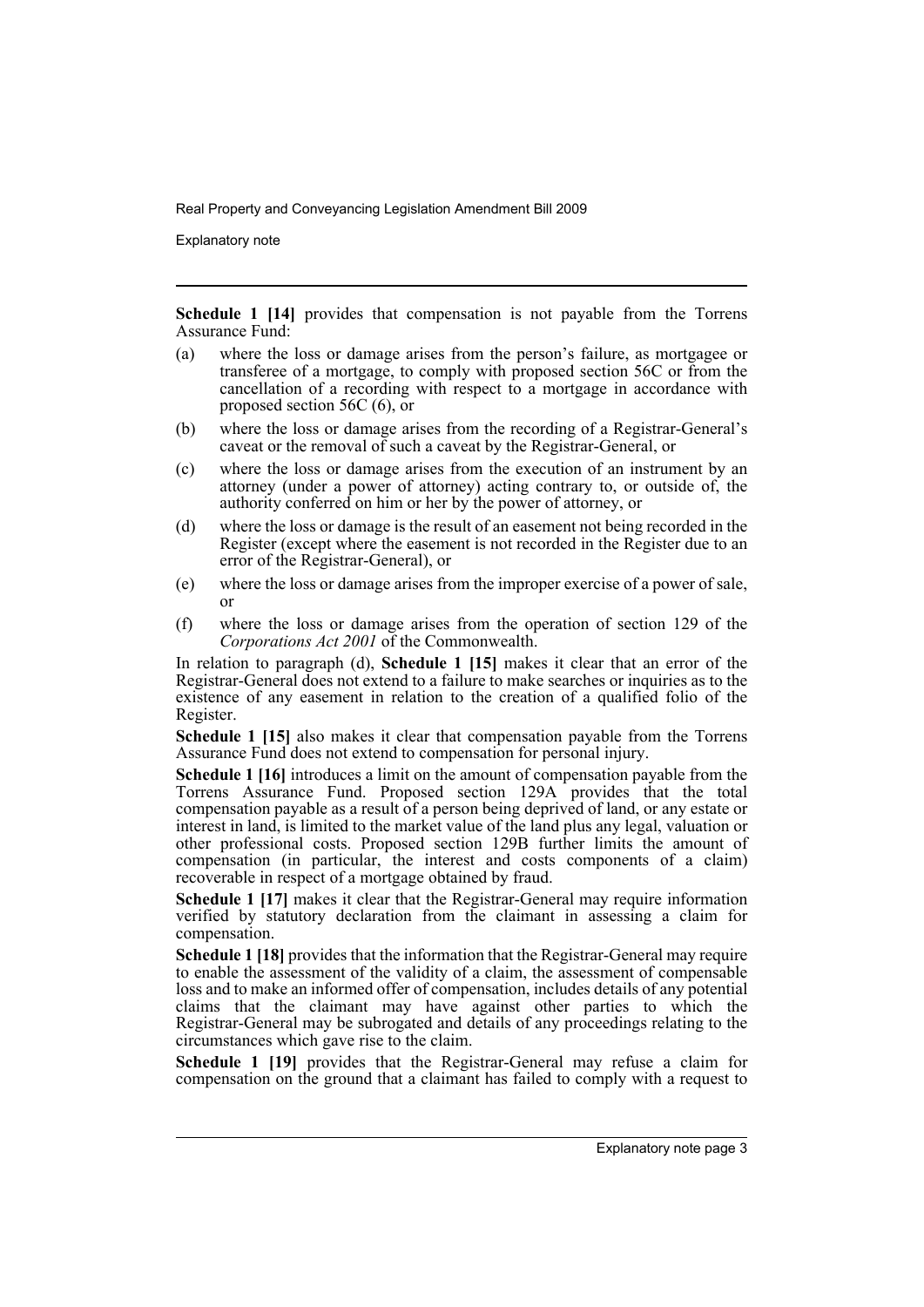**Schedule 1 [14]** provides that compensation is not payable from the Torrens Assurance Fund:

(a) where the loss or damage arises from the person's failure, as mortgagee or transferee of a mortgage, to comply with proposed section 56C or from the cancellation of a recording with respect to a mortgage in accordance with proposed section 56C (6), or

(b) where the loss or damage arises from the recording of a Registrar-General's caveat or the removal of such a caveat by the Registrar-General, or

(c) where the loss or damage arises from the execution of an instrument by an attorney (under a power of attorney) acting contrary to, or outside of, the authority conferred on him or her by the power of attorney, or

(d) where the loss or damage is the result of an easement not being recorded in the Register (except where the easement is not recorded in the Register due to an error of the Registrar-General), or

(e) where the loss or damage arises from the improper exercise of a power of sale, or

(f) where the loss or damage arises from the operation of section 129 of the *Corporations Act 2001* of the Commonwealth.

In relation to paragraph (d), **Schedule 1 [15]** makes it clear that an error of the Registrar-General does not extend to a failure to make searches or inquiries as to the existence of any easement in relation to the creation of a qualified folio of the Register.

**Schedule 1 [15]** also makes it clear that compensation payable from the Torrens Assurance Fund does not extend to compensation for personal injury.

**Schedule 1 [16]** introduces a limit on the amount of compensation payable from the Torrens Assurance Fund. Proposed section 129A provides that the total compensation payable as a result of a person being deprived of land, or any estate or interest in land, is limited to the market value of the land plus any legal, valuation or other professional costs. Proposed section 129B further limits the amount of compensation (in particular, the interest and costs components of a claim) recoverable in respect of a mortgage obtained by fraud.

**Schedule 1 [17]** makes it clear that the Registrar-General may require information verified by statutory declaration from the claimant in assessing a claim for compensation.

**Schedule 1 [18]** provides that the information that the Registrar-General may require to enable the assessment of the validity of a claim, the assessment of compensable loss and to make an informed offer of compensation, includes details of any potential claims that the claimant may have against other parties to which the Registrar-General may be subrogated and details of any proceedings relating to the circumstances which gave rise to the claim.

**Schedule 1 [19]** provides that the Registrar-General may refuse a claim for compensation on the ground that a claimant has failed to comply with a request to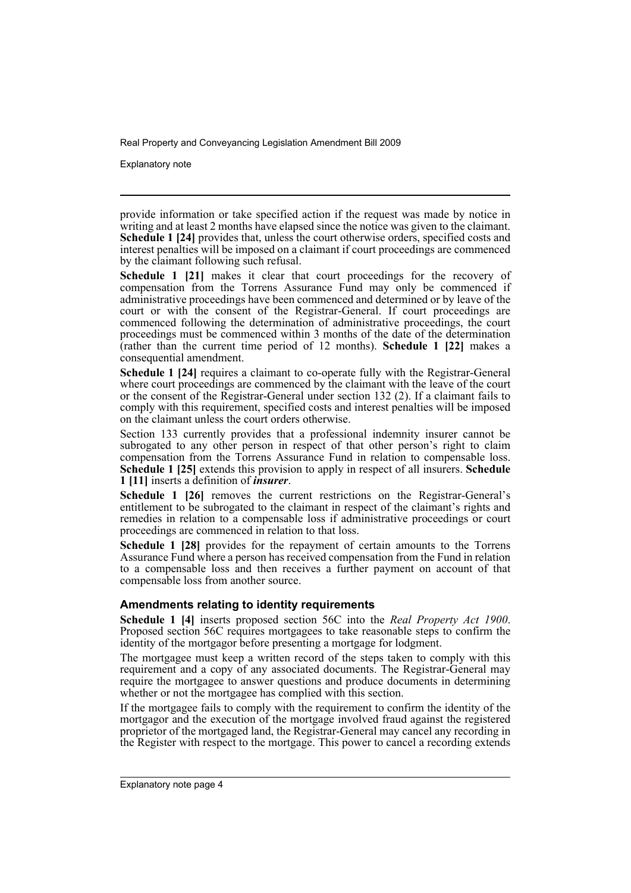provide information or take specified action if the request was made by notice in writing and at least 2 months have elapsed since the notice was given to the claimant. **Schedule 1 [24]** provides that, unless the court otherwise orders, specified costs and interest penalties will be imposed on a claimant if court proceedings are commenced by the claimant following such refusal.

**Schedule 1 [21]** makes it clear that court proceedings for the recovery of compensation from the Torrens Assurance Fund may only be commenced if administrative proceedings have been commenced and determined or by leave of the court or with the consent of the Registrar-General. If court proceedings are commenced following the determination of administrative proceedings, the court proceedings must be commenced within 3 months of the date of the determination (rather than the current time period of 12 months). **Schedule 1 [22]** makes a consequential amendment.

**Schedule 1 [24]** requires a claimant to co-operate fully with the Registrar-General where court proceedings are commenced by the claimant with the leave of the court or the consent of the Registrar-General under section 132 (2). If a claimant fails to comply with this requirement, specified costs and interest penalties will be imposed on the claimant unless the court orders otherwise.

Section 133 currently provides that a professional indemnity insurer cannot be subrogated to any other person in respect of that other person's right to claim compensation from the Torrens Assurance Fund in relation to compensable loss. **Schedule 1 [25]** extends this provision to apply in respect of all insurers. **Schedule 1 [11]** inserts a definition of ***insurer***.

**Schedule 1 [26]** removes the current restrictions on the Registrar-General's entitlement to be subrogated to the claimant in respect of the claimant's rights and remedies in relation to a compensable loss if administrative proceedings or court proceedings are commenced in relation to that loss.

**Schedule 1 [28]** provides for the repayment of certain amounts to the Torrens Assurance Fund where a person has received compensation from the Fund in relation to a compensable loss and then receives a further payment on account of that compensable loss from another source.

### Amendments relating to identity requirements

**Schedule 1 [4]** inserts proposed section 56C into the *Real Property Act 1900*. Proposed section 56C requires mortgagees to take reasonable steps to confirm the identity of the mortgagor before presenting a mortgage for lodgment.

The mortgagee must keep a written record of the steps taken to comply with this requirement and a copy of any associated documents. The Registrar-General may require the mortgagee to answer questions and produce documents in determining whether or not the mortgagee has complied with this section.

If the mortgagee fails to comply with the requirement to confirm the identity of the mortgagor and the execution of the mortgage involved fraud against the registered proprietor of the mortgaged land, the Registrar-General may cancel any recording in the Register with respect to the mortgage. This power to cancel a recording extends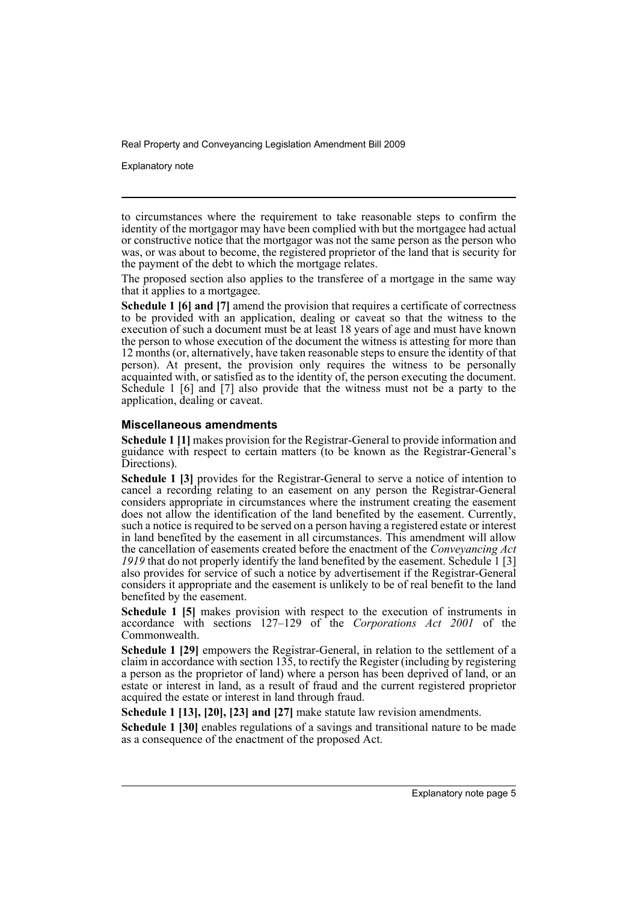to circumstances where the requirement to take reasonable steps to confirm the identity of the mortgagor may have been complied with but the mortgagee had actual or constructive notice that the mortgagor was not the same person as the person who was, or was about to become, the registered proprietor of the land that is security for the payment of the debt to which the mortgage relates.

The proposed section also applies to the transferee of a mortgage in the same way that it applies to a mortgagee.

**Schedule 1 [6] and [7]** amend the provision that requires a certificate of correctness to be provided with an application, dealing or caveat so that the witness to the execution of such a document must be at least 18 years of age and must have known the person to whose execution of the document the witness is attesting for more than 12 months (or, alternatively, have taken reasonable steps to ensure the identity of that person). At present, the provision only requires the witness to be personally acquainted with, or satisfied as to the identity of, the person executing the document. Schedule 1 [6] and [7] also provide that the witness must not be a party to the application, dealing or caveat.

### Miscellaneous amendments

**Schedule 1 [1]** makes provision for the Registrar-General to provide information and guidance with respect to certain matters (to be known as the Registrar-General's Directions).

**Schedule 1 [3]** provides for the Registrar-General to serve a notice of intention to cancel a recording relating to an easement on any person the Registrar-General considers appropriate in circumstances where the instrument creating the easement does not allow the identification of the land benefited by the easement. Currently, such a notice is required to be served on a person having a registered estate or interest in land benefited by the easement in all circumstances. This amendment will allow the cancellation of easements created before the enactment of the *Conveyancing Act 1919* that do not properly identify the land benefited by the easement. Schedule 1 [3] also provides for service of such a notice by advertisement if the Registrar-General considers it appropriate and the easement is unlikely to be of real benefit to the land benefited by the easement.

**Schedule 1 [5]** makes provision with respect to the execution of instruments in accordance with sections 127–129 of the *Corporations Act 2001* of the Commonwealth.

**Schedule 1 [29]** empowers the Registrar-General, in relation to the settlement of a claim in accordance with section 135, to rectify the Register (including by registering a person as the proprietor of land) where a person has been deprived of land, or an estate or interest in land, as a result of fraud and the current registered proprietor acquired the estate or interest in land through fraud.

**Schedule 1 [13], [20], [23] and [27]** make statute law revision amendments.

**Schedule 1 [30]** enables regulations of a savings and transitional nature to be made as a consequence of the enactment of the proposed Act.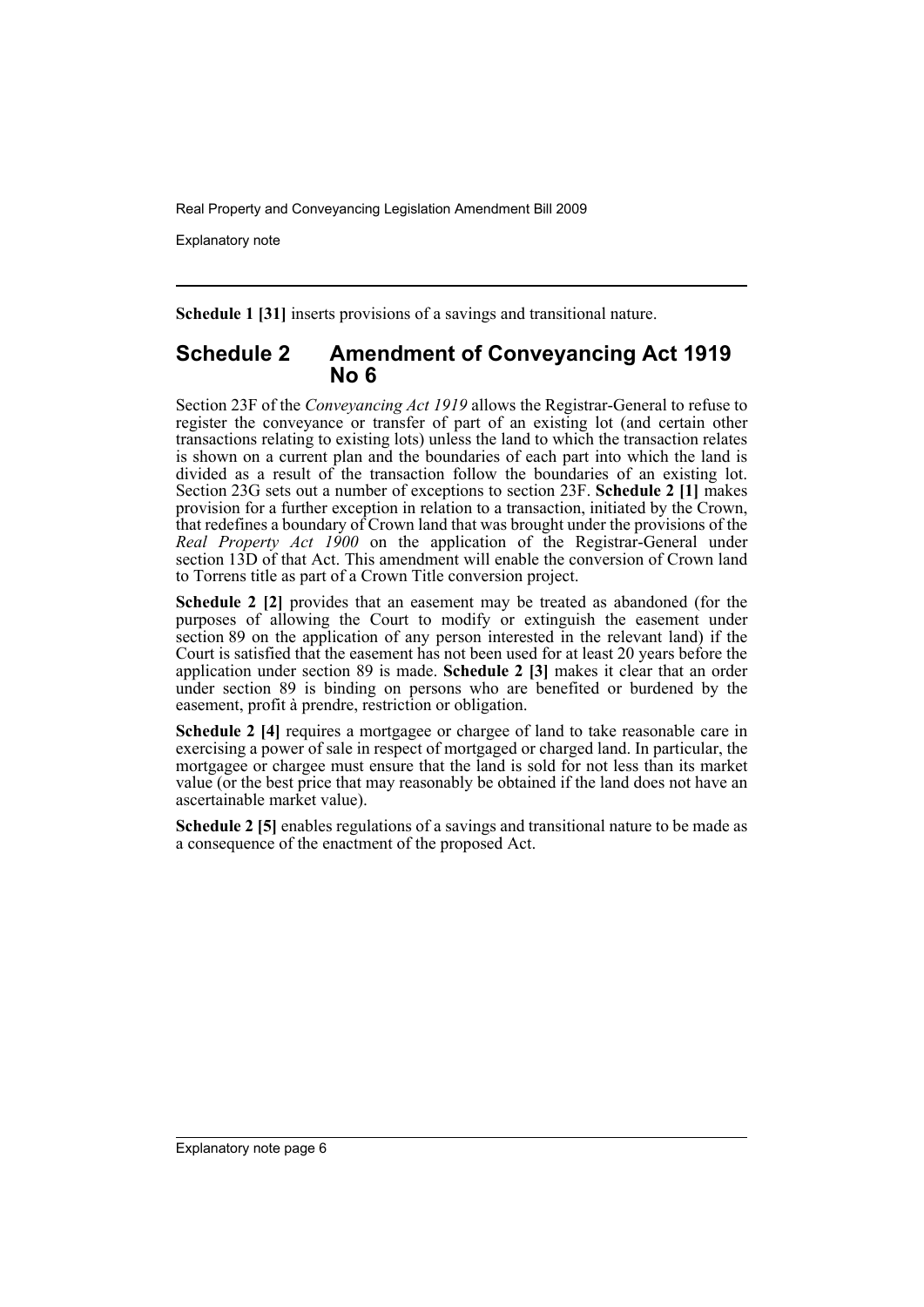**Schedule 1 [31]** inserts provisions of a savings and transitional nature.

## Schedule 2 Amendment of Conveyancing Act 1919 No 6

Section 23F of the *Conveyancing Act 1919* allows the Registrar-General to refuse to register the conveyance or transfer of part of an existing lot (and certain other transactions relating to existing lots) unless the land to which the transaction relates is shown on a current plan and the boundaries of each part into which the land is divided as a result of the transaction follow the boundaries of an existing lot. Section 23G sets out a number of exceptions to section 23F. **Schedule 2 [1]** makes provision for a further exception in relation to a transaction, initiated by the Crown, that redefines a boundary of Crown land that was brought under the provisions of the *Real Property Act 1900* on the application of the Registrar-General under section 13D of that Act. This amendment will enable the conversion of Crown land to Torrens title as part of a Crown Title conversion project.

**Schedule 2 [2]** provides that an easement may be treated as abandoned (for the purposes of allowing the Court to modify or extinguish the easement under section 89 on the application of any person interested in the relevant land) if the Court is satisfied that the easement has not been used for at least 20 years before the application under section 89 is made. **Schedule 2 [3]** makes it clear that an order under section 89 is binding on persons who are benefited or burdened by the easement, profit à prendre, restriction or obligation.

**Schedule 2 [4]** requires a mortgagee or chargee of land to take reasonable care in exercising a power of sale in respect of mortgaged or charged land. In particular, the mortgagee or chargee must ensure that the land is sold for not less than its market value (or the best price that may reasonably be obtained if the land does not have an ascertainable market value).

**Schedule 2 [5]** enables regulations of a savings and transitional nature to be made as a consequence of the enactment of the proposed Act.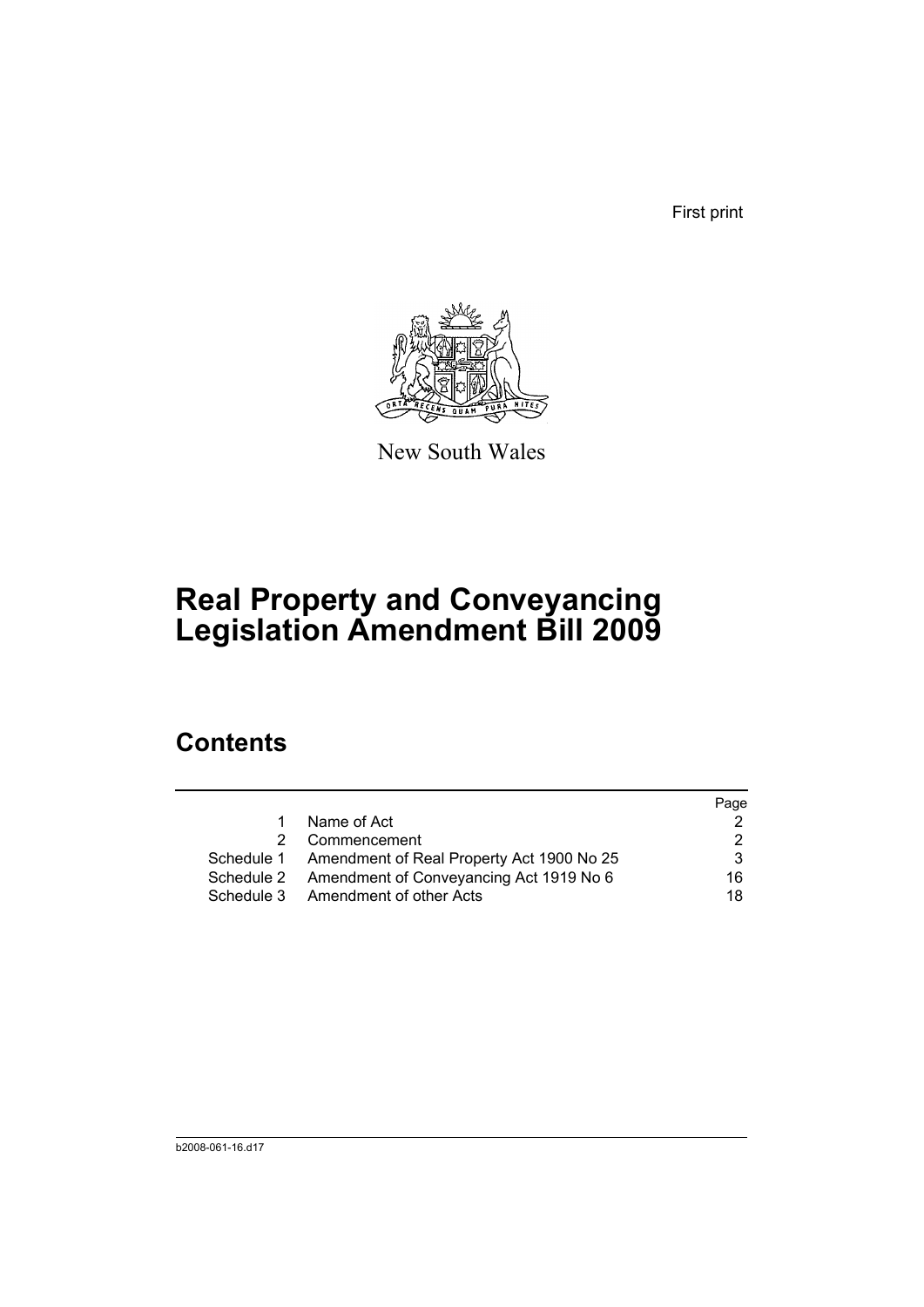First print

New South Wales

# Real Property and Conveyancing Legislation Amendment Bill 2009

## Contents

| | | Page |
|---|---|---|
| 1 | Name of Act | 2 |
| 2 | Commencement | 2 |
| Schedule 1 | Amendment of Real Property Act 1900 No 25 | 3 |
| Schedule 2 | Amendment of Conveyancing Act 1919 No 6 | 16 |
| Schedule 3 | Amendment of other Acts | 18 |

b2008-061-16.d17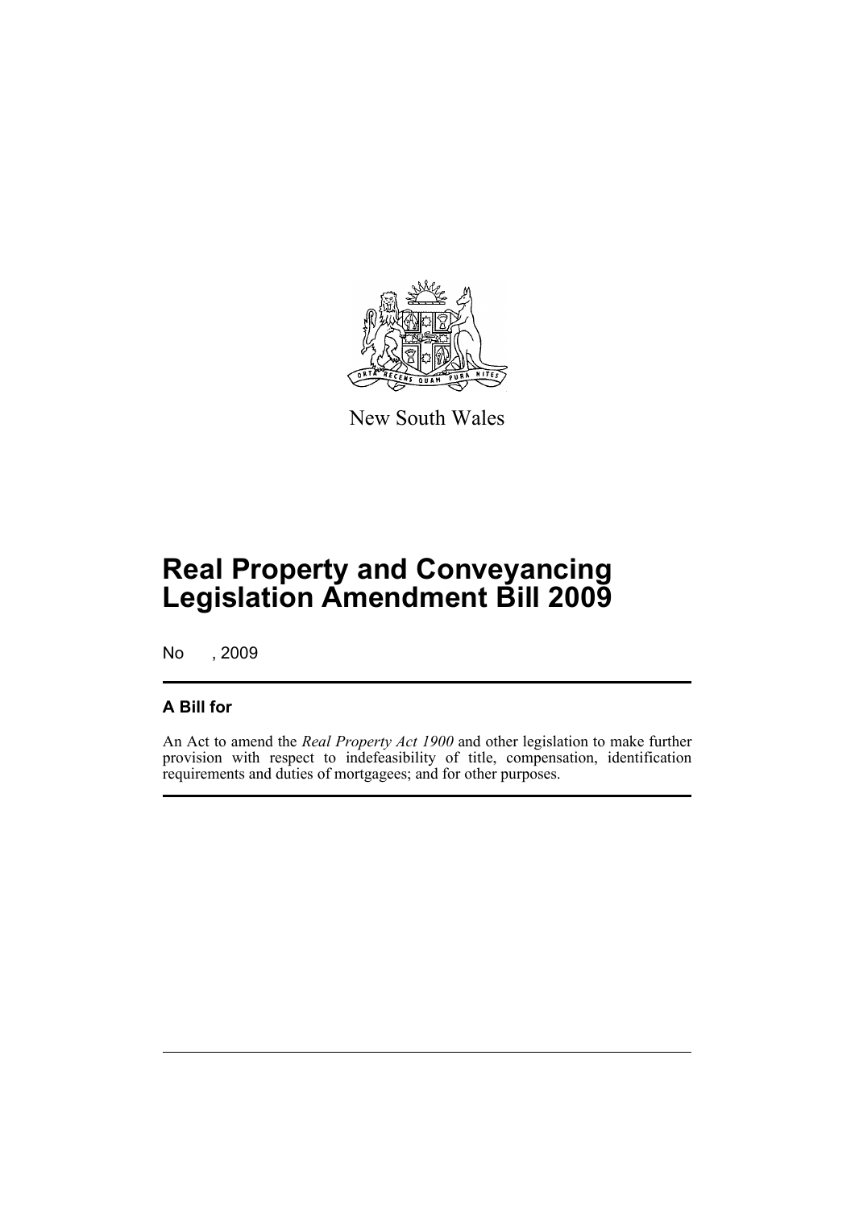New South Wales

# Real Property and Conveyancing Legislation Amendment Bill 2009

No , 2009

## A Bill for

An Act to amend the *Real Property Act 1900* and other legislation to make further provision with respect to indefeasibility of title, compensation, identification requirements and duties of mortgagees; and for other purposes.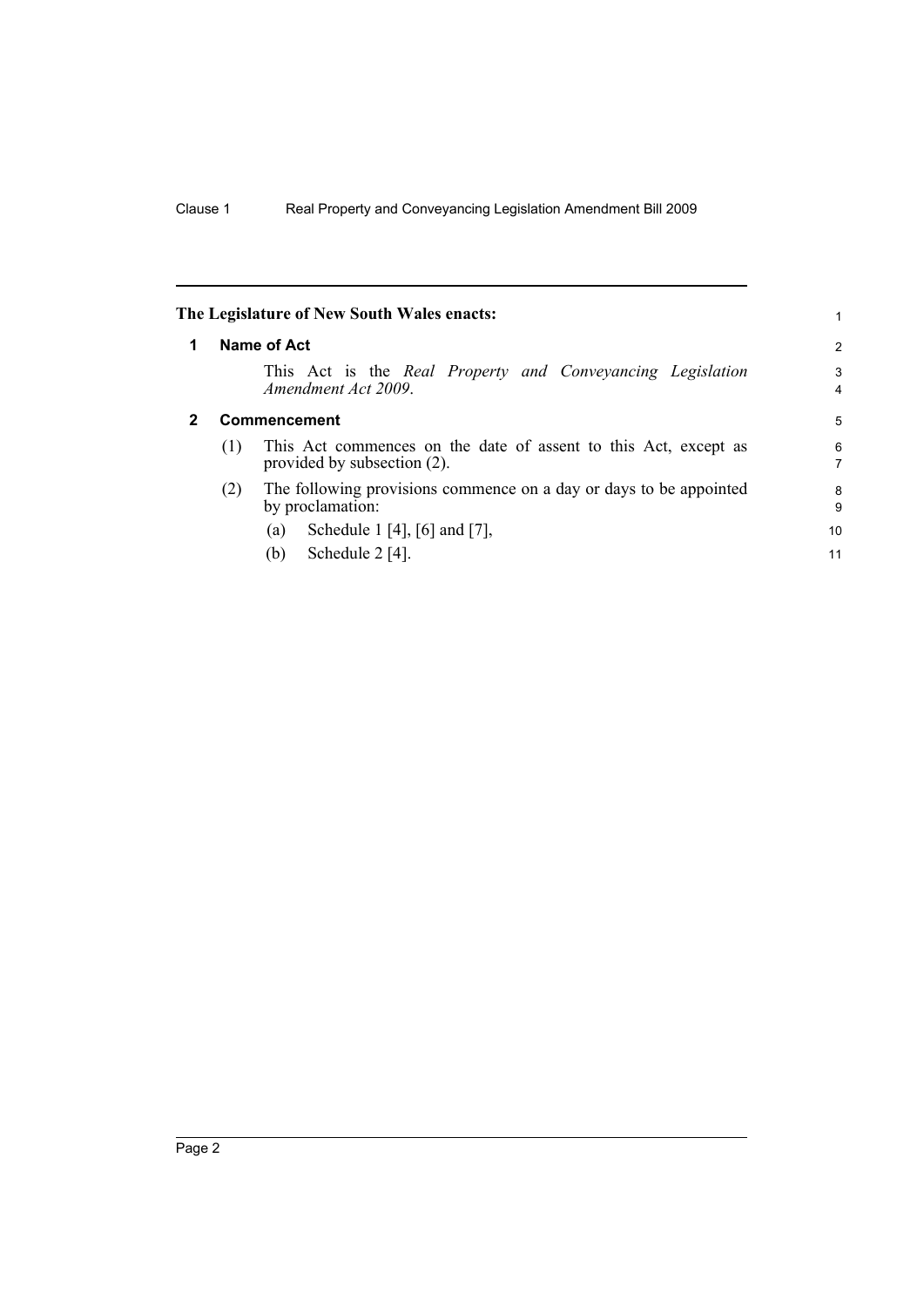**The Legislature of New South Wales enacts:**

## 1 Name of Act

This Act is the *Real Property and Conveyancing Legislation Amendment Act 2009*.

## 2 Commencement

(1) This Act commences on the date of assent to this Act, except as provided by subsection (2).

(2) The following provisions commence on a day or days to be appointed by proclamation:

(a) Schedule 1 [4], [6] and [7],

(b) Schedule 2 [4].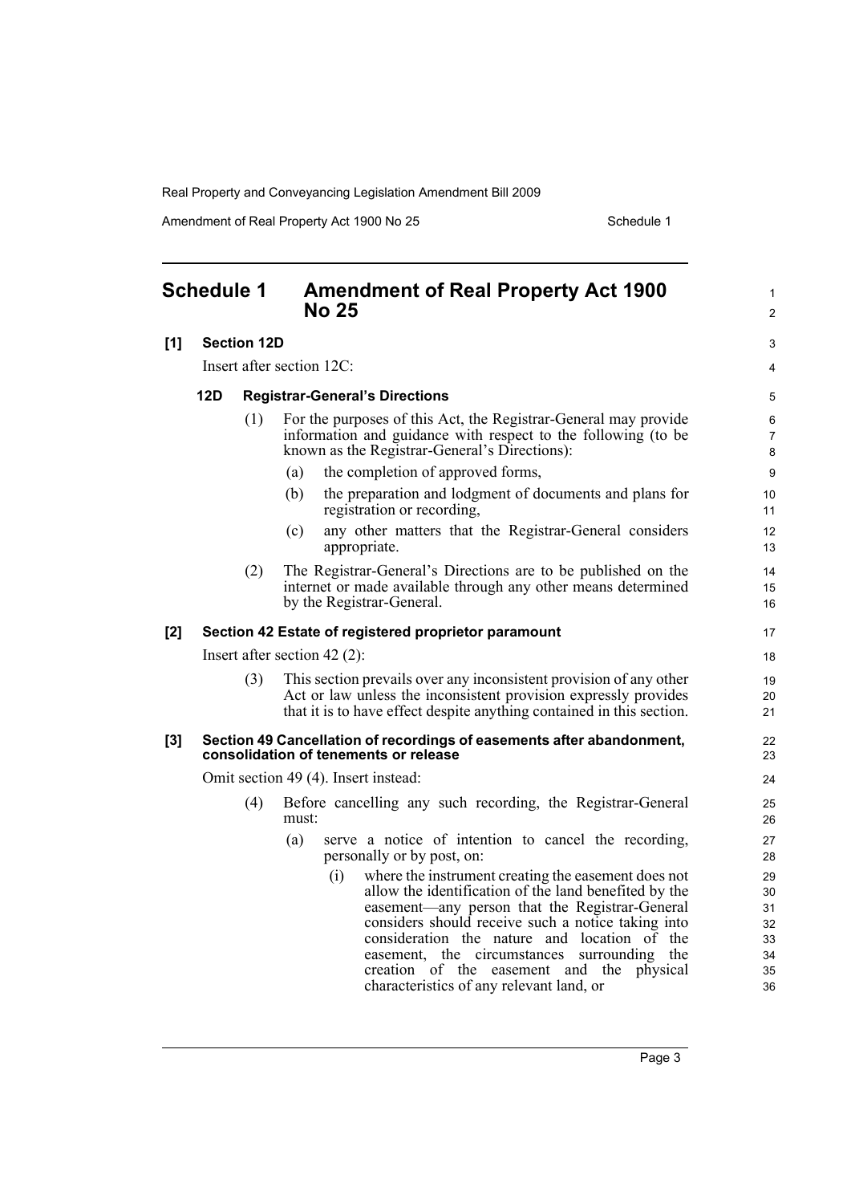## Schedule 1 Amendment of Real Property Act 1900 No 25

**[1] Section 12D**

Insert after section 12C:

**12D Registrar-General's Directions**

(1) For the purposes of this Act, the Registrar-General may provide information and guidance with respect to the following (to be known as the Registrar-General's Directions):

(a) the completion of approved forms,

(b) the preparation and lodgment of documents and plans for registration or recording,

(c) any other matters that the Registrar-General considers appropriate.

(2) The Registrar-General's Directions are to be published on the internet or made available through any other means determined by the Registrar-General.

**[2] Section 42 Estate of registered proprietor paramount**

Insert after section 42 (2):

(3) This section prevails over any inconsistent provision of any other Act or law unless the inconsistent provision expressly provides that it is to have effect despite anything contained in this section.

**[3] Section 49 Cancellation of recordings of easements after abandonment, consolidation of tenements or release**

Omit section 49 (4). Insert instead:

(4) Before cancelling any such recording, the Registrar-General must:

(a) serve a notice of intention to cancel the recording, personally or by post, on:

(i) where the instrument creating the easement does not allow the identification of the land benefited by the easement—any person that the Registrar-General considers should receive such a notice taking into consideration the nature and location of the easement, the circumstances surrounding the creation of the easement and the physical characteristics of any relevant land, or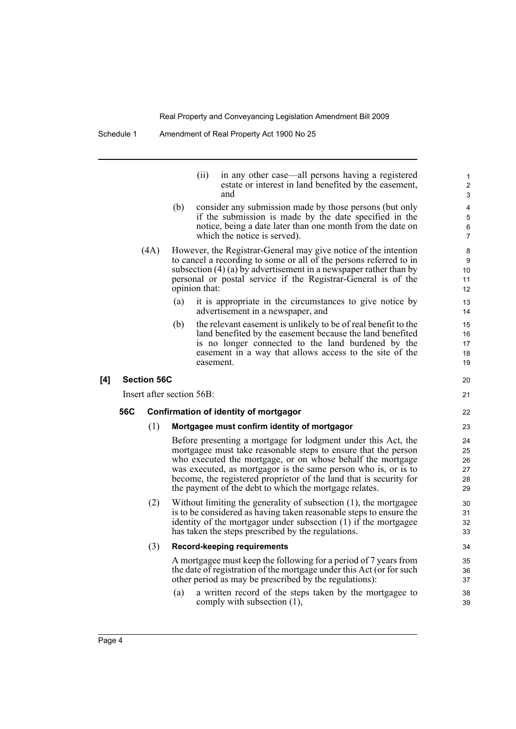(ii) in any other case—all persons having a registered estate or interest in land benefited by the easement, and

(b) consider any submission made by those persons (but only if the submission is made by the date specified in the notice, being a date later than one month from the date on which the notice is served).

(4A) However, the Registrar-General may give notice of the intention to cancel a recording to some or all of the persons referred to in subsection (4) (a) by advertisement in a newspaper rather than by personal or postal service if the Registrar-General is of the opinion that:

(a) it is appropriate in the circumstances to give notice by advertisement in a newspaper, and

(b) the relevant easement is unlikely to be of real benefit to the land benefited by the easement because the land benefited is no longer connected to the land burdened by the easement in a way that allows access to the site of the easement.

**[4] Section 56C**

Insert after section 56B:

**56C Confirmation of identity of mortgagor**

(1) **Mortgagee must confirm identity of mortgagor**

Before presenting a mortgage for lodgment under this Act, the mortgagee must take reasonable steps to ensure that the person who executed the mortgage, or on whose behalf the mortgage was executed, as mortgagor is the same person who is, or is to become, the registered proprietor of the land that is security for the payment of the debt to which the mortgage relates.

(2) Without limiting the generality of subsection (1), the mortgagee is to be considered as having taken reasonable steps to ensure the identity of the mortgagor under subsection (1) if the mortgagee has taken the steps prescribed by the regulations.

(3) **Record-keeping requirements**

A mortgagee must keep the following for a period of 7 years from the date of registration of the mortgage under this Act (or for such other period as may be prescribed by the regulations):

(a) a written record of the steps taken by the mortgagee to comply with subsection (1),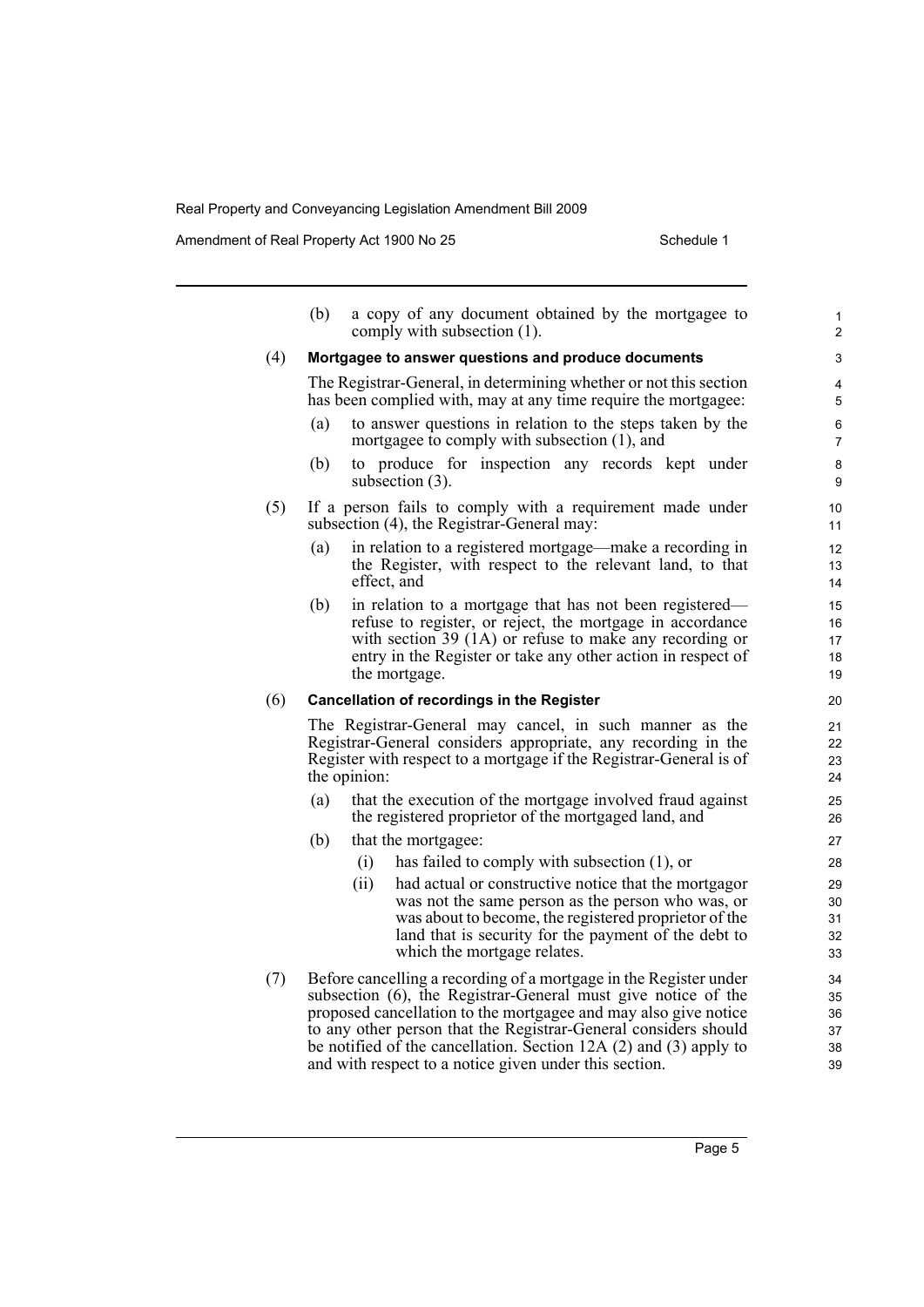(b) a copy of any document obtained by the mortgagee to comply with subsection (1).

(4) **Mortgagee to answer questions and produce documents**

The Registrar-General, in determining whether or not this section has been complied with, may at any time require the mortgagee:

(a) to answer questions in relation to the steps taken by the mortgagee to comply with subsection (1), and

(b) to produce for inspection any records kept under subsection (3).

(5) If a person fails to comply with a requirement made under subsection (4), the Registrar-General may:

(a) in relation to a registered mortgage—make a recording in the Register, with respect to the relevant land, to that effect, and

(b) in relation to a mortgage that has not been registered—refuse to register, or reject, the mortgage in accordance with section 39 (1A) or refuse to make any recording or entry in the Register or take any other action in respect of the mortgage.

(6) **Cancellation of recordings in the Register**

The Registrar-General may cancel, in such manner as the Registrar-General considers appropriate, any recording in the Register with respect to a mortgage if the Registrar-General is of the opinion:

(a) that the execution of the mortgage involved fraud against the registered proprietor of the mortgaged land, and

(b) that the mortgagee:

(i) has failed to comply with subsection (1), or

(ii) had actual or constructive notice that the mortgagor was not the same person as the person who was, or was about to become, the registered proprietor of the land that is security for the payment of the debt to which the mortgage relates.

(7) Before cancelling a recording of a mortgage in the Register under subsection (6), the Registrar-General must give notice of the proposed cancellation to the mortgagee and may also give notice to any other person that the Registrar-General considers should be notified of the cancellation. Section 12A (2) and (3) apply to and with respect to a notice given under this section.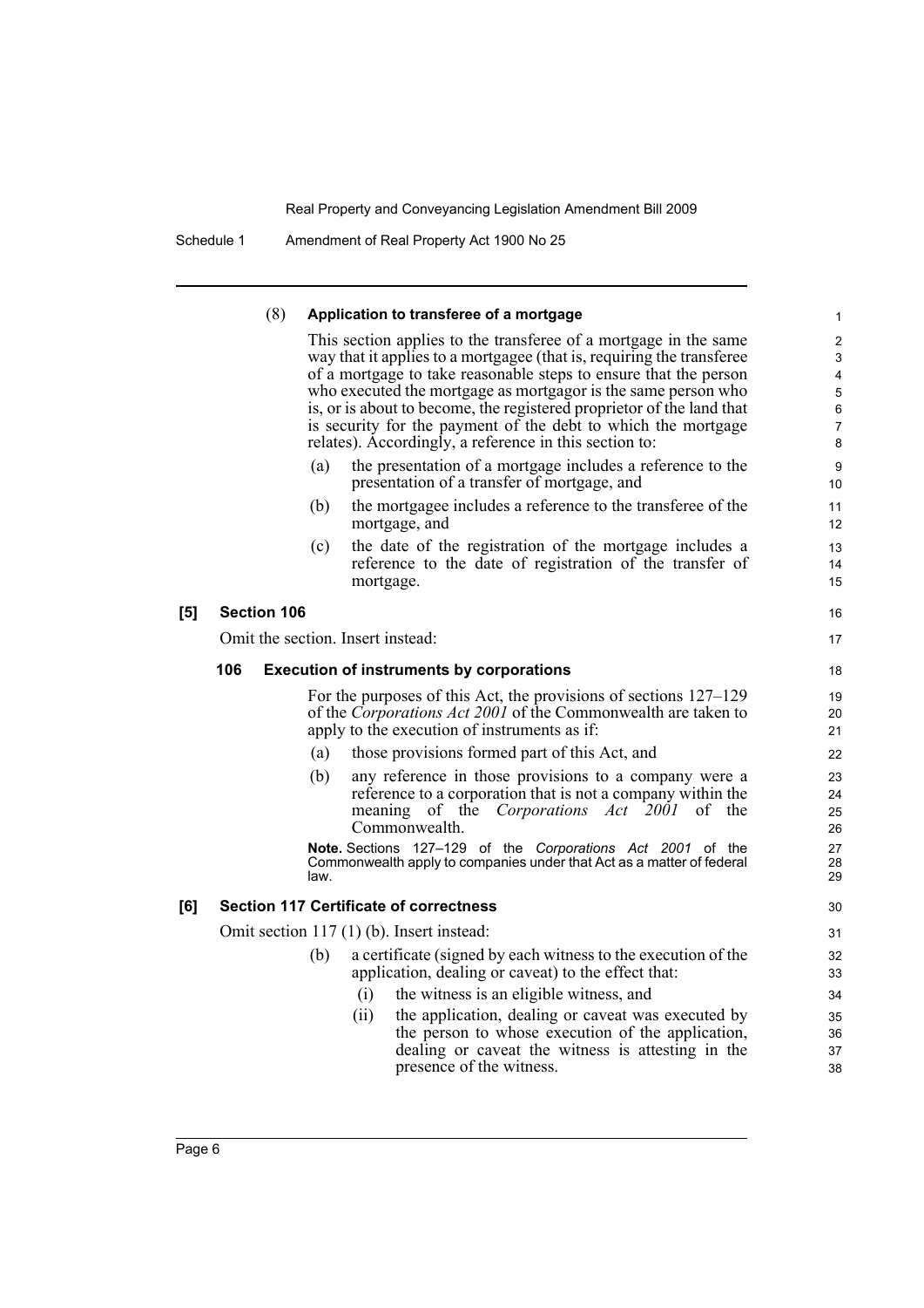(8) **Application to transferee of a mortgage**

This section applies to the transferee of a mortgage in the same way that it applies to a mortgagee (that is, requiring the transferee of a mortgage to take reasonable steps to ensure that the person who executed the mortgage as mortgagor is the same person who is, or is about to become, the registered proprietor of the land that is security for the payment of the debt to which the mortgage relates). Accordingly, a reference in this section to:

(a) the presentation of a mortgage includes a reference to the presentation of a transfer of mortgage, and

(b) the mortgagee includes a reference to the transferee of the mortgage, and

(c) the date of the registration of the mortgage includes a reference to the date of registration of the transfer of mortgage.

**[5] Section 106**

Omit the section. Insert instead:

**106 Execution of instruments by corporations**

For the purposes of this Act, the provisions of sections 127–129 of the *Corporations Act 2001* of the Commonwealth are taken to apply to the execution of instruments as if:

(a) those provisions formed part of this Act, and

(b) any reference in those provisions to a company were a reference to a corporation that is not a company within the meaning of the *Corporations Act 2001* of the Commonwealth.

**Note.** Sections 127–129 of the *Corporations Act 2001* of the Commonwealth apply to companies under that Act as a matter of federal law.

**[6] Section 117 Certificate of correctness**

Omit section 117 (1) (b). Insert instead:

(b) a certificate (signed by each witness to the execution of the application, dealing or caveat) to the effect that:

(i) the witness is an eligible witness, and

(ii) the application, dealing or caveat was executed by the person to whose execution of the application, dealing or caveat the witness is attesting in the presence of the witness.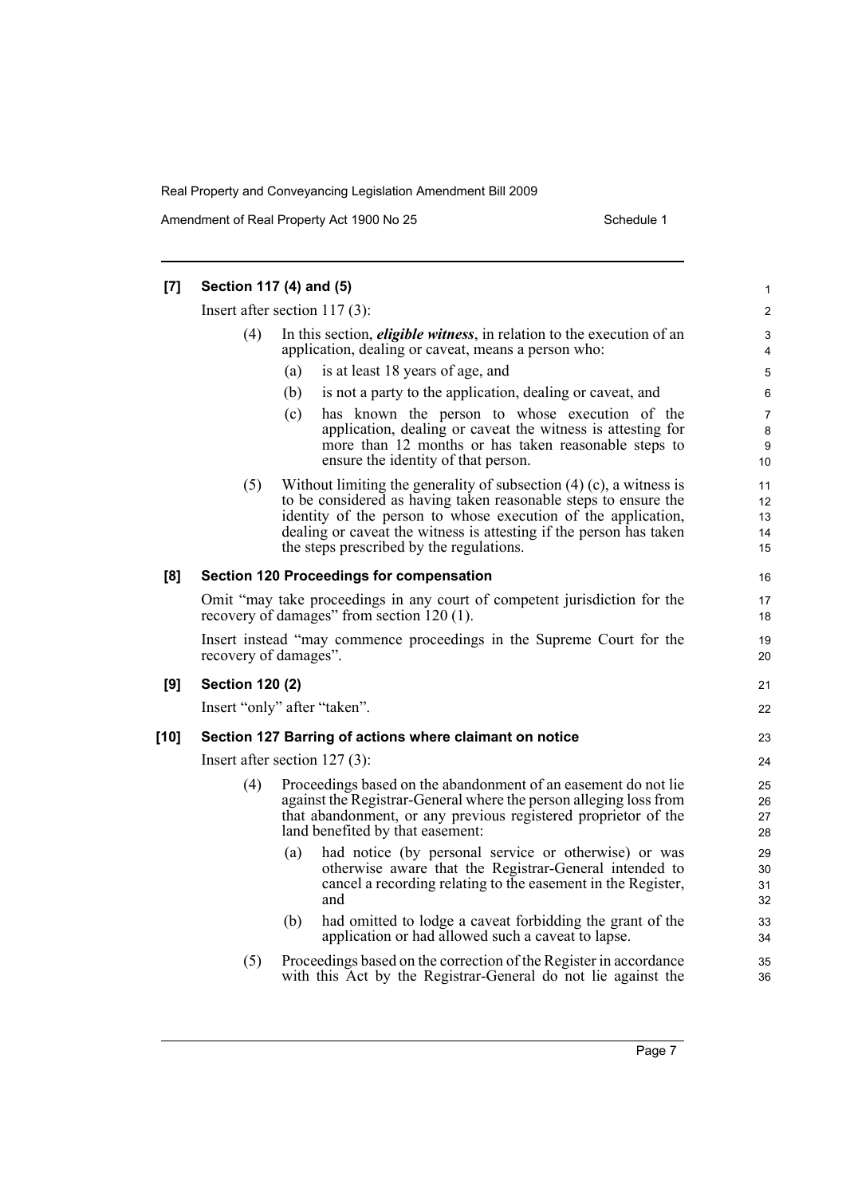**[7] Section 117 (4) and (5)**

Insert after section 117 (3):

(4) In this section, ***eligible witness***, in relation to the execution of an application, dealing or caveat, means a person who:

(a) is at least 18 years of age, and

(b) is not a party to the application, dealing or caveat, and

(c) has known the person to whose execution of the application, dealing or caveat the witness is attesting for more than 12 months or has taken reasonable steps to ensure the identity of that person.

(5) Without limiting the generality of subsection (4) (c), a witness is to be considered as having taken reasonable steps to ensure the identity of the person to whose execution of the application, dealing or caveat the witness is attesting if the person has taken the steps prescribed by the regulations.

**[8] Section 120 Proceedings for compensation**

Omit "may take proceedings in any court of competent jurisdiction for the recovery of damages" from section 120 (1).

Insert instead "may commence proceedings in the Supreme Court for the recovery of damages".

**[9] Section 120 (2)**

Insert "only" after "taken".

**[10] Section 127 Barring of actions where claimant on notice**

Insert after section 127 (3):

(4) Proceedings based on the abandonment of an easement do not lie against the Registrar-General where the person alleging loss from that abandonment, or any previous registered proprietor of the land benefited by that easement:

(a) had notice (by personal service or otherwise) or was otherwise aware that the Registrar-General intended to cancel a recording relating to the easement in the Register, and

(b) had omitted to lodge a caveat forbidding the grant of the application or had allowed such a caveat to lapse.

(5) Proceedings based on the correction of the Register in accordance with this Act by the Registrar-General do not lie against the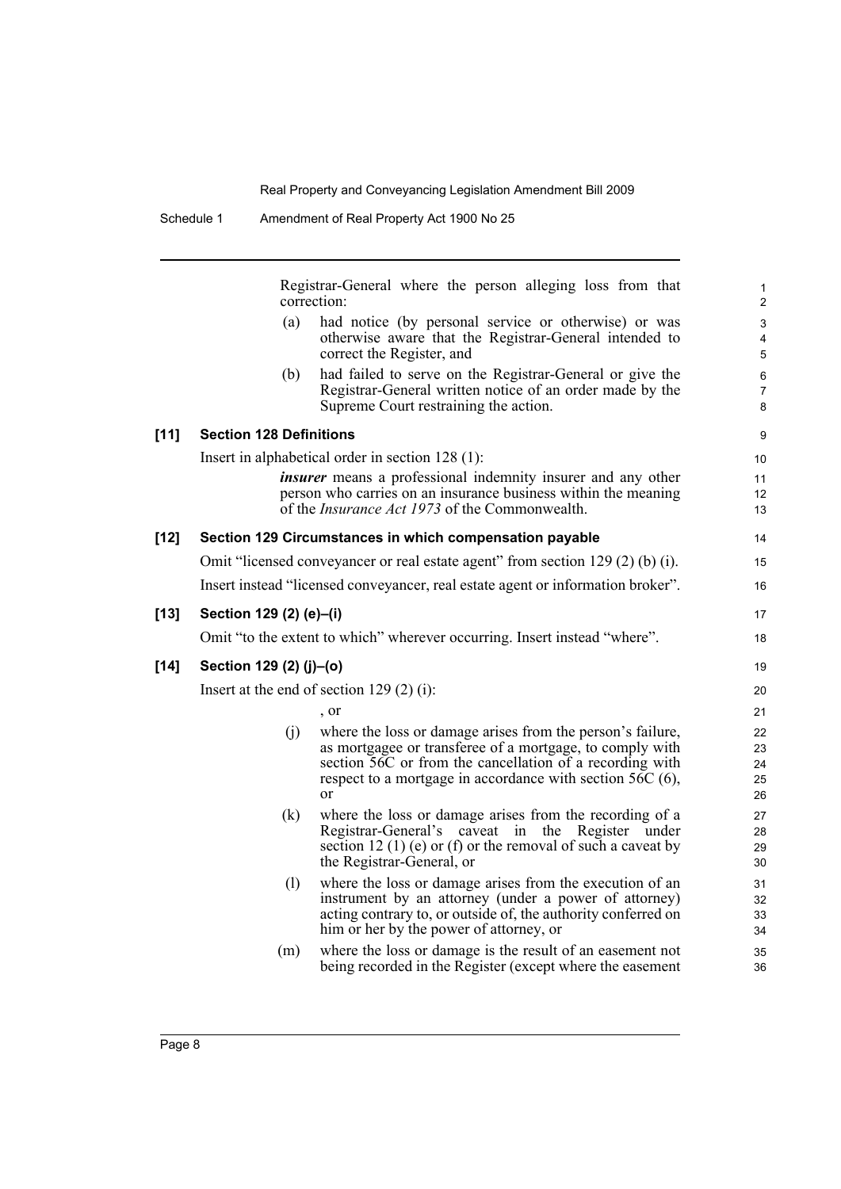Registrar-General where the person alleging loss from that correction:

(a) had notice (by personal service or otherwise) or was otherwise aware that the Registrar-General intended to correct the Register, and

(b) had failed to serve on the Registrar-General or give the Registrar-General written notice of an order made by the Supreme Court restraining the action.

**[11] Section 128 Definitions**

Insert in alphabetical order in section 128 (1):

> ***insurer*** means a professional indemnity insurer and any other person who carries on an insurance business within the meaning of the *Insurance Act 1973* of the Commonwealth.

**[12] Section 129 Circumstances in which compensation payable**

Omit "licensed conveyancer or real estate agent" from section 129 (2) (b) (i).

Insert instead "licensed conveyancer, real estate agent or information broker".

**[13] Section 129 (2) (e)–(i)**

Omit "to the extent to which" wherever occurring. Insert instead "where".

**[14] Section 129 (2) (j)–(o)**

Insert at the end of section 129 (2) (i):

> , or
>
> (j) where the loss or damage arises from the person's failure, as mortgagee or transferee of a mortgage, to comply with section 56C or from the cancellation of a recording with respect to a mortgage in accordance with section 56C (6), or
>
> (k) where the loss or damage arises from the recording of a Registrar-General's caveat in the Register under section 12 (1) (e) or (f) or the removal of such a caveat by the Registrar-General, or
>
> (l) where the loss or damage arises from the execution of an instrument by an attorney (under a power of attorney) acting contrary to, or outside of, the authority conferred on him or her by the power of attorney, or
>
> (m) where the loss or damage is the result of an easement not being recorded in the Register (except where the easement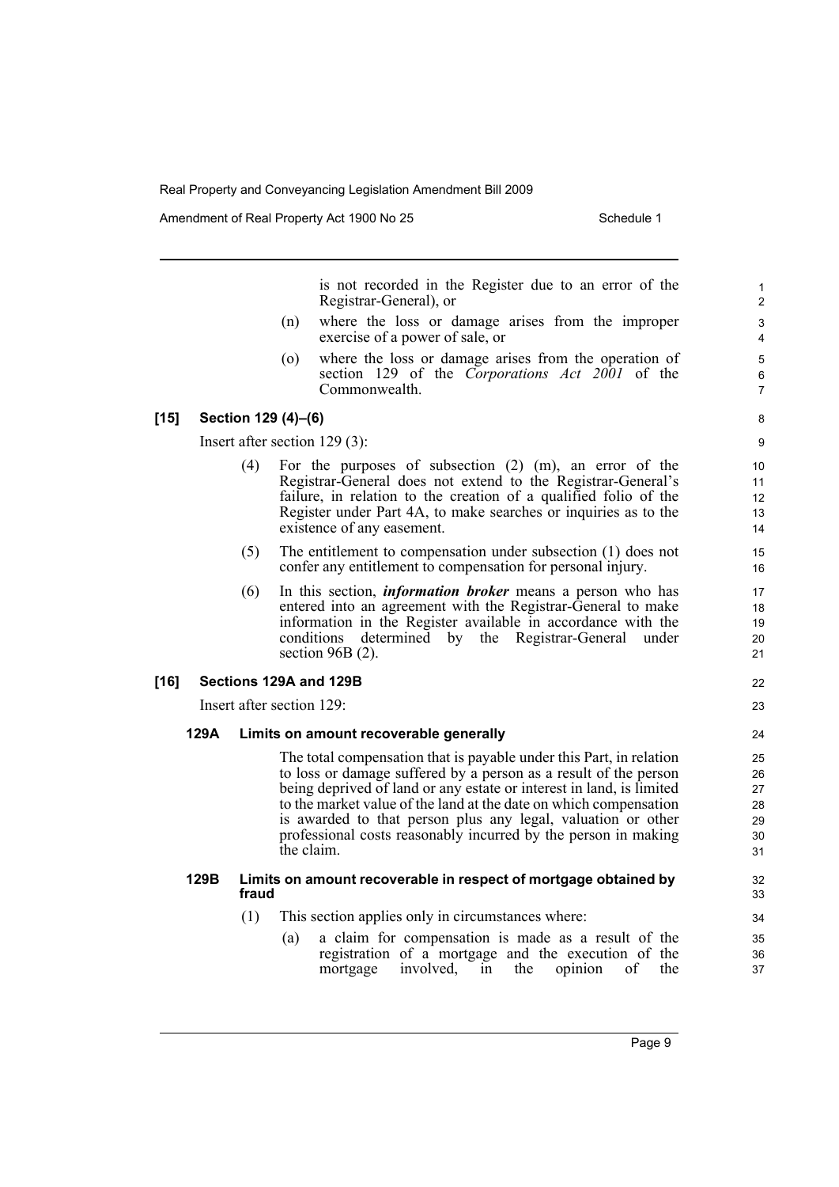is not recorded in the Register due to an error of the Registrar-General), or

(n) where the loss or damage arises from the improper exercise of a power of sale, or

(o) where the loss or damage arises from the operation of section 129 of the *Corporations Act 2001* of the Commonwealth.

### [15] Section 129 (4)–(6)

Insert after section 129 (3):

(4) For the purposes of subsection (2) (m), an error of the Registrar-General does not extend to the Registrar-General's failure, in relation to the creation of a qualified folio of the Register under Part 4A, to make searches or inquiries as to the existence of any easement.

(5) The entitlement to compensation under subsection (1) does not confer any entitlement to compensation for personal injury.

(6) In this section, ***information broker*** means a person who has entered into an agreement with the Registrar-General to make information in the Register available in accordance with the conditions determined by the Registrar-General under section 96B (2).

### [16] Sections 129A and 129B

Insert after section 129:

#### 129A Limits on amount recoverable generally

The total compensation that is payable under this Part, in relation to loss or damage suffered by a person as a result of the person being deprived of land or any estate or interest in land, is limited to the market value of the land at the date on which compensation is awarded to that person plus any legal, valuation or other professional costs reasonably incurred by the person in making the claim.

#### 129B Limits on amount recoverable in respect of mortgage obtained by fraud

(1) This section applies only in circumstances where:

(a) a claim for compensation is made as a result of the registration of a mortgage and the execution of the mortgage involved, in the opinion of the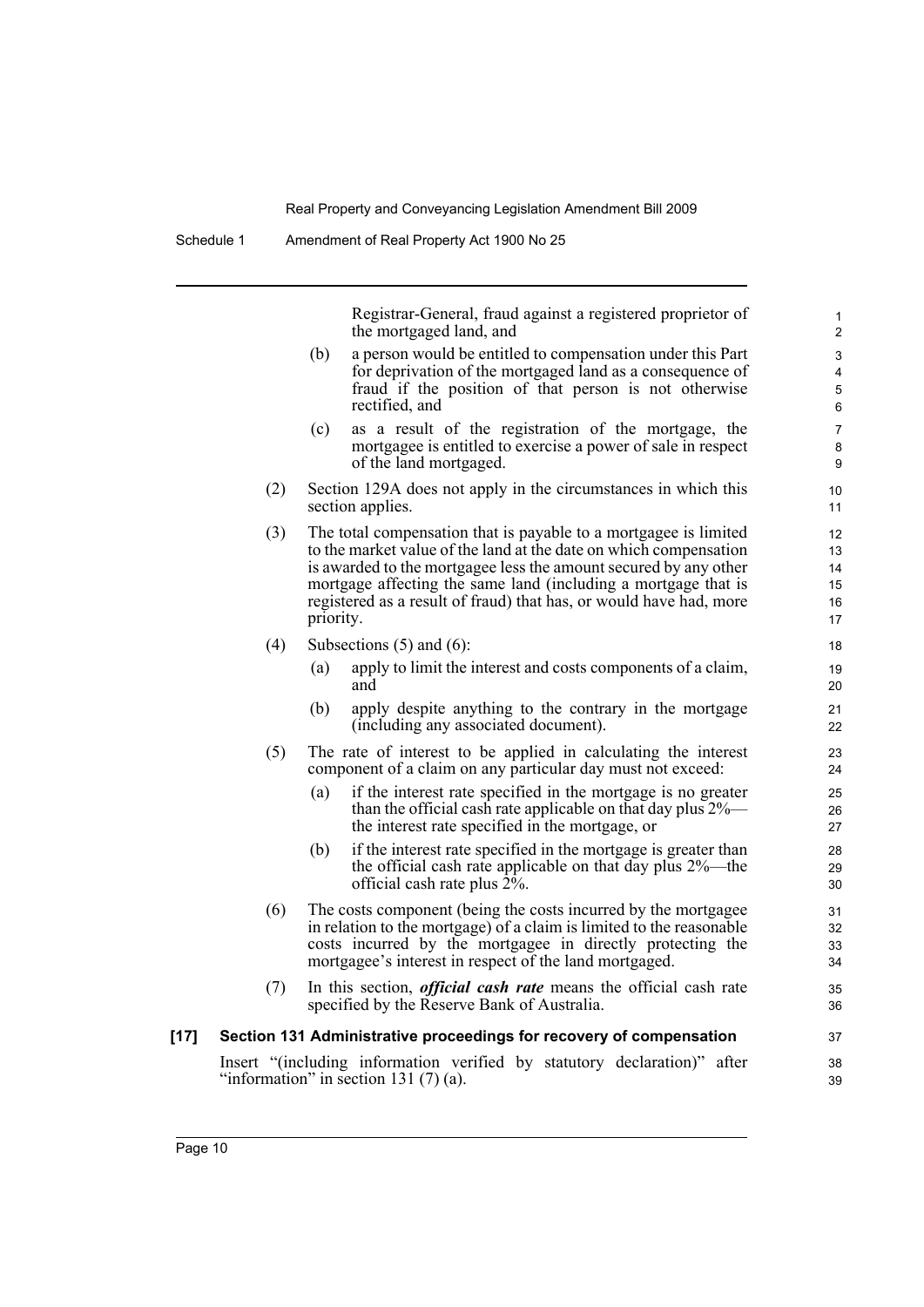Registrar-General, fraud against a registered proprietor of the mortgaged land, and

(b) a person would be entitled to compensation under this Part for deprivation of the mortgaged land as a consequence of fraud if the position of that person is not otherwise rectified, and

(c) as a result of the registration of the mortgage, the mortgagee is entitled to exercise a power of sale in respect of the land mortgaged.

(2) Section 129A does not apply in the circumstances in which this section applies.

(3) The total compensation that is payable to a mortgagee is limited to the market value of the land at the date on which compensation is awarded to the mortgagee less the amount secured by any other mortgage affecting the same land (including a mortgage that is registered as a result of fraud) that has, or would have had, more priority.

(4) Subsections (5) and (6):

(a) apply to limit the interest and costs components of a claim, and

(b) apply despite anything to the contrary in the mortgage (including any associated document).

(5) The rate of interest to be applied in calculating the interest component of a claim on any particular day must not exceed:

(a) if the interest rate specified in the mortgage is no greater than the official cash rate applicable on that day plus 2%—the interest rate specified in the mortgage, or

(b) if the interest rate specified in the mortgage is greater than the official cash rate applicable on that day plus 2%—the official cash rate plus 2%.

(6) The costs component (being the costs incurred by the mortgagee in relation to the mortgage) of a claim is limited to the reasonable costs incurred by the mortgagee in directly protecting the mortgagee's interest in respect of the land mortgaged.

(7) In this section, ***official cash rate*** means the official cash rate specified by the Reserve Bank of Australia.

**[17] Section 131 Administrative proceedings for recovery of compensation**

Insert "(including information verified by statutory declaration)" after "information" in section 131 (7) (a).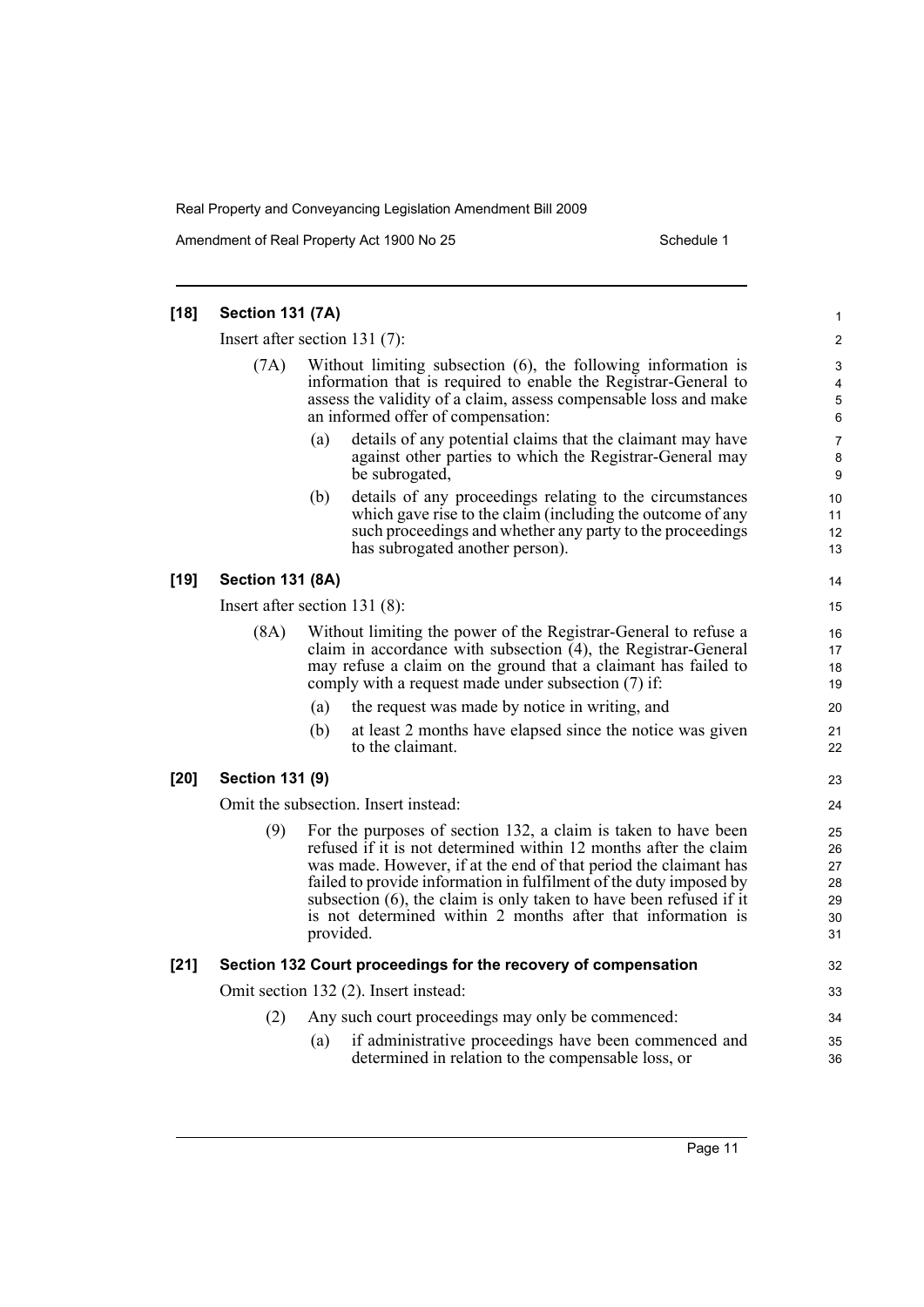**[18] Section 131 (7A)**

Insert after section 131 (7):

(7A) Without limiting subsection (6), the following information is information that is required to enable the Registrar-General to assess the validity of a claim, assess compensable loss and make an informed offer of compensation:

(a) details of any potential claims that the claimant may have against other parties to which the Registrar-General may be subrogated,

(b) details of any proceedings relating to the circumstances which gave rise to the claim (including the outcome of any such proceedings and whether any party to the proceedings has subrogated another person).

**[19] Section 131 (8A)**

Insert after section 131 (8):

(8A) Without limiting the power of the Registrar-General to refuse a claim in accordance with subsection (4), the Registrar-General may refuse a claim on the ground that a claimant has failed to comply with a request made under subsection (7) if:

(a) the request was made by notice in writing, and

(b) at least 2 months have elapsed since the notice was given to the claimant.

**[20] Section 131 (9)**

Omit the subsection. Insert instead:

(9) For the purposes of section 132, a claim is taken to have been refused if it is not determined within 12 months after the claim was made. However, if at the end of that period the claimant has failed to provide information in fulfilment of the duty imposed by subsection (6), the claim is only taken to have been refused if it is not determined within 2 months after that information is provided.

**[21] Section 132 Court proceedings for the recovery of compensation**

Omit section 132 (2). Insert instead:

(2) Any such court proceedings may only be commenced:

(a) if administrative proceedings have been commenced and determined in relation to the compensable loss, or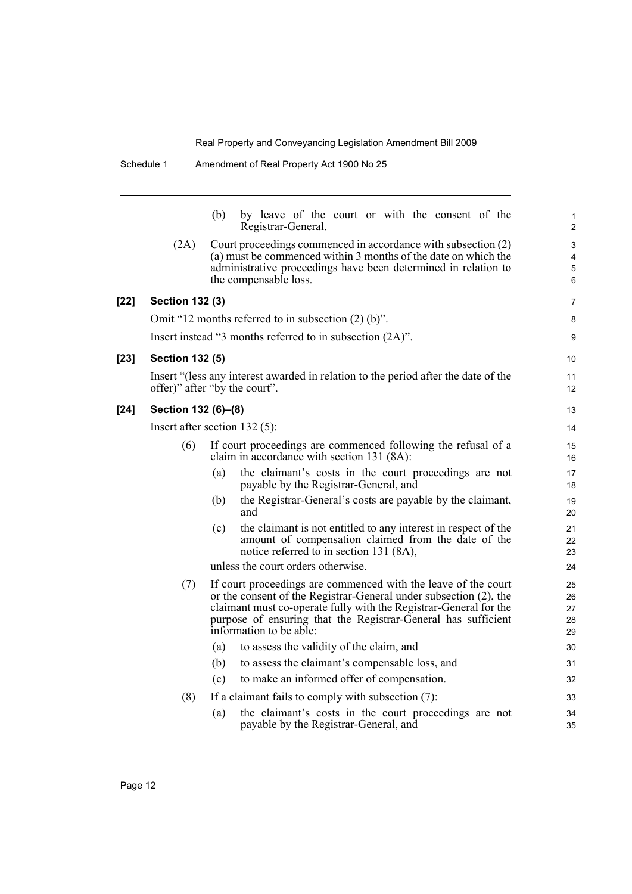(b) by leave of the court or with the consent of the Registrar-General.

(2A) Court proceedings commenced in accordance with subsection (2) (a) must be commenced within 3 months of the date on which the administrative proceedings have been determined in relation to the compensable loss.

**[22] Section 132 (3)**

Omit "12 months referred to in subsection (2) (b)".

Insert instead "3 months referred to in subsection (2A)".

**[23] Section 132 (5)**

Insert "(less any interest awarded in relation to the period after the date of the offer)" after "by the court".

**[24] Section 132 (6)–(8)**

Insert after section 132 (5):

(6) If court proceedings are commenced following the refusal of a claim in accordance with section 131 (8A):

(a) the claimant's costs in the court proceedings are not payable by the Registrar-General, and

(b) the Registrar-General's costs are payable by the claimant, and

(c) the claimant is not entitled to any interest in respect of the amount of compensation claimed from the date of the notice referred to in section 131 (8A),

unless the court orders otherwise.

(7) If court proceedings are commenced with the leave of the court or the consent of the Registrar-General under subsection (2), the claimant must co-operate fully with the Registrar-General for the purpose of ensuring that the Registrar-General has sufficient information to be able:

(a) to assess the validity of the claim, and

(b) to assess the claimant's compensable loss, and

(c) to make an informed offer of compensation.

(8) If a claimant fails to comply with subsection (7):

(a) the claimant's costs in the court proceedings are not payable by the Registrar-General, and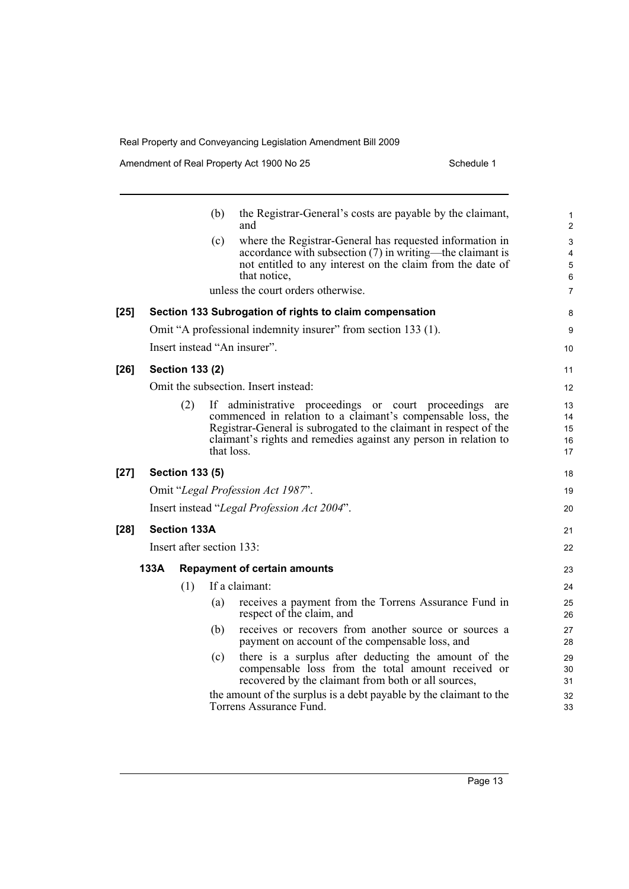(b) the Registrar-General's costs are payable by the claimant, and

(c) where the Registrar-General has requested information in accordance with subsection (7) in writing—the claimant is not entitled to any interest on the claim from the date of that notice,

unless the court orders otherwise.

**[25] Section 133 Subrogation of rights to claim compensation**

Omit "A professional indemnity insurer" from section 133 (1).

Insert instead "An insurer".

**[26] Section 133 (2)**

Omit the subsection. Insert instead:

(2) If administrative proceedings or court proceedings are commenced in relation to a claimant's compensable loss, the Registrar-General is subrogated to the claimant in respect of the claimant's rights and remedies against any person in relation to that loss.

**[27] Section 133 (5)**

Omit "*Legal Profession Act 1987*".

Insert instead "*Legal Profession Act 2004*".

**[28] Section 133A**

Insert after section 133:

**133A Repayment of certain amounts**

(1) If a claimant:

(a) receives a payment from the Torrens Assurance Fund in respect of the claim, and

(b) receives or recovers from another source or sources a payment on account of the compensable loss, and

(c) there is a surplus after deducting the amount of the compensable loss from the total amount received or recovered by the claimant from both or all sources,

the amount of the surplus is a debt payable by the claimant to the Torrens Assurance Fund.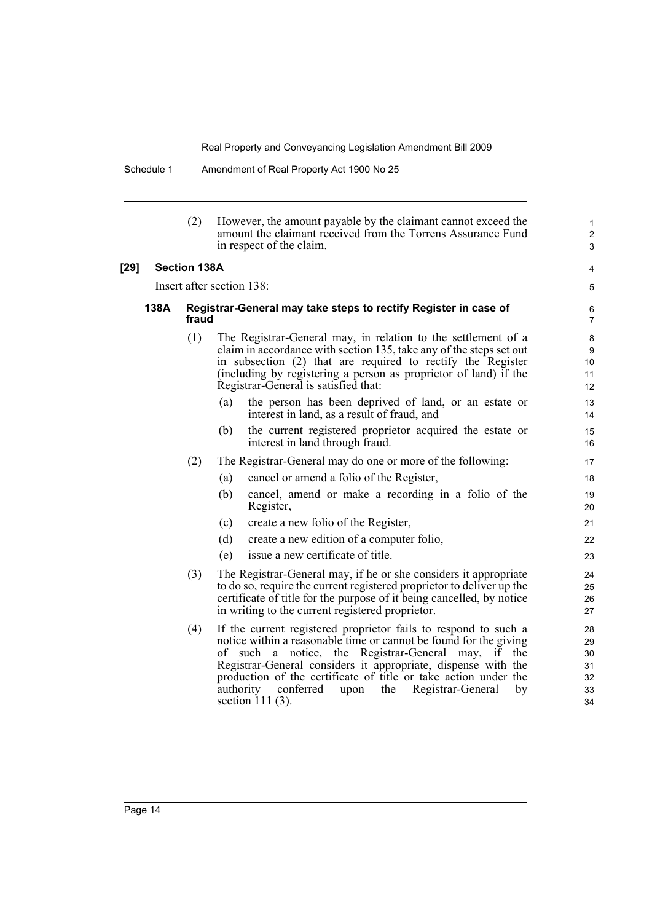(2) However, the amount payable by the claimant cannot exceed the amount the claimant received from the Torrens Assurance Fund in respect of the claim.

**[29] Section 138A**

Insert after section 138:

**138A Registrar-General may take steps to rectify Register in case of fraud**

(1) The Registrar-General may, in relation to the settlement of a claim in accordance with section 135, take any of the steps set out in subsection (2) that are required to rectify the Register (including by registering a person as proprietor of land) if the Registrar-General is satisfied that:

(a) the person has been deprived of land, or an estate or interest in land, as a result of fraud, and

(b) the current registered proprietor acquired the estate or interest in land through fraud.

(2) The Registrar-General may do one or more of the following:

(a) cancel or amend a folio of the Register,

(b) cancel, amend or make a recording in a folio of the Register,

(c) create a new folio of the Register,

(d) create a new edition of a computer folio,

(e) issue a new certificate of title.

(3) The Registrar-General may, if he or she considers it appropriate to do so, require the current registered proprietor to deliver up the certificate of title for the purpose of it being cancelled, by notice in writing to the current registered proprietor.

(4) If the current registered proprietor fails to respond to such a notice within a reasonable time or cannot be found for the giving of such a notice, the Registrar-General may, if the Registrar-General considers it appropriate, dispense with the production of the certificate of title or take action under the authority conferred upon the Registrar-General by section 111 (3).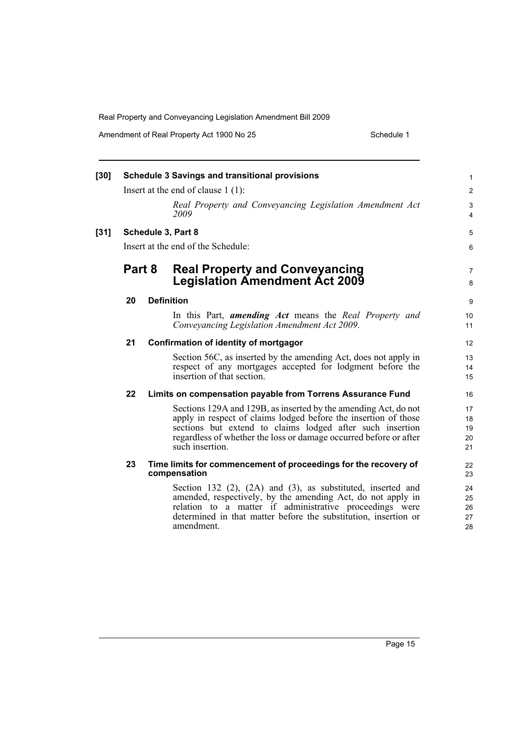**[30] Schedule 3 Savings and transitional provisions**

Insert at the end of clause 1 (1):

*Real Property and Conveyancing Legislation Amendment Act 2009*

**[31] Schedule 3, Part 8**

Insert at the end of the Schedule:

## Part 8 Real Property and Conveyancing Legislation Amendment Act 2009

### 20 Definition

In this Part, ***amending Act*** means the *Real Property and Conveyancing Legislation Amendment Act 2009*.

### 21 Confirmation of identity of mortgagor

Section 56C, as inserted by the amending Act, does not apply in respect of any mortgages accepted for lodgment before the insertion of that section.

### 22 Limits on compensation payable from Torrens Assurance Fund

Sections 129A and 129B, as inserted by the amending Act, do not apply in respect of claims lodged before the insertion of those sections but extend to claims lodged after such insertion regardless of whether the loss or damage occurred before or after such insertion.

### 23 Time limits for commencement of proceedings for the recovery of compensation

Section 132 (2), (2A) and (3), as substituted, inserted and amended, respectively, by the amending Act, do not apply in relation to a matter if administrative proceedings were determined in that matter before the substitution, insertion or amendment.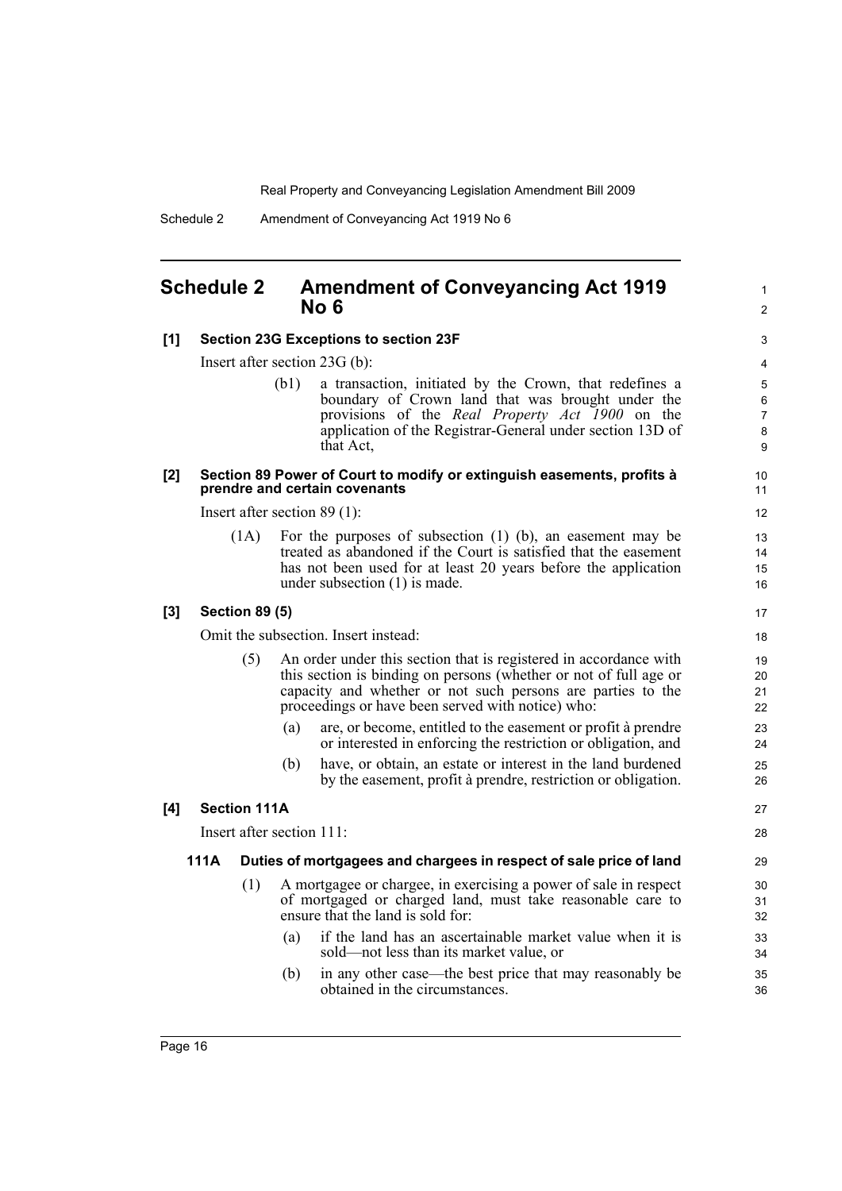## Schedule 2 Amendment of Conveyancing Act 1919 No 6

**[1] Section 23G Exceptions to section 23F**

Insert after section 23G (b):

(b1) a transaction, initiated by the Crown, that redefines a boundary of Crown land that was brought under the provisions of the *Real Property Act 1900* on the application of the Registrar-General under section 13D of that Act,

**[2] Section 89 Power of Court to modify or extinguish easements, profits à prendre and certain covenants**

Insert after section 89 (1):

(1A) For the purposes of subsection (1) (b), an easement may be treated as abandoned if the Court is satisfied that the easement has not been used for at least 20 years before the application under subsection (1) is made.

**[3] Section 89 (5)**

Omit the subsection. Insert instead:

(5) An order under this section that is registered in accordance with this section is binding on persons (whether or not of full age or capacity and whether or not such persons are parties to the proceedings or have been served with notice) who:

(a) are, or become, entitled to the easement or profit à prendre or interested in enforcing the restriction or obligation, and

(b) have, or obtain, an estate or interest in the land burdened by the easement, profit à prendre, restriction or obligation.

**[4] Section 111A**

Insert after section 111:

**111A Duties of mortgagees and chargees in respect of sale price of land**

(1) A mortgagee or chargee, in exercising a power of sale in respect of mortgaged or charged land, must take reasonable care to ensure that the land is sold for:

(a) if the land has an ascertainable market value when it is sold—not less than its market value, or

(b) in any other case—the best price that may reasonably be obtained in the circumstances.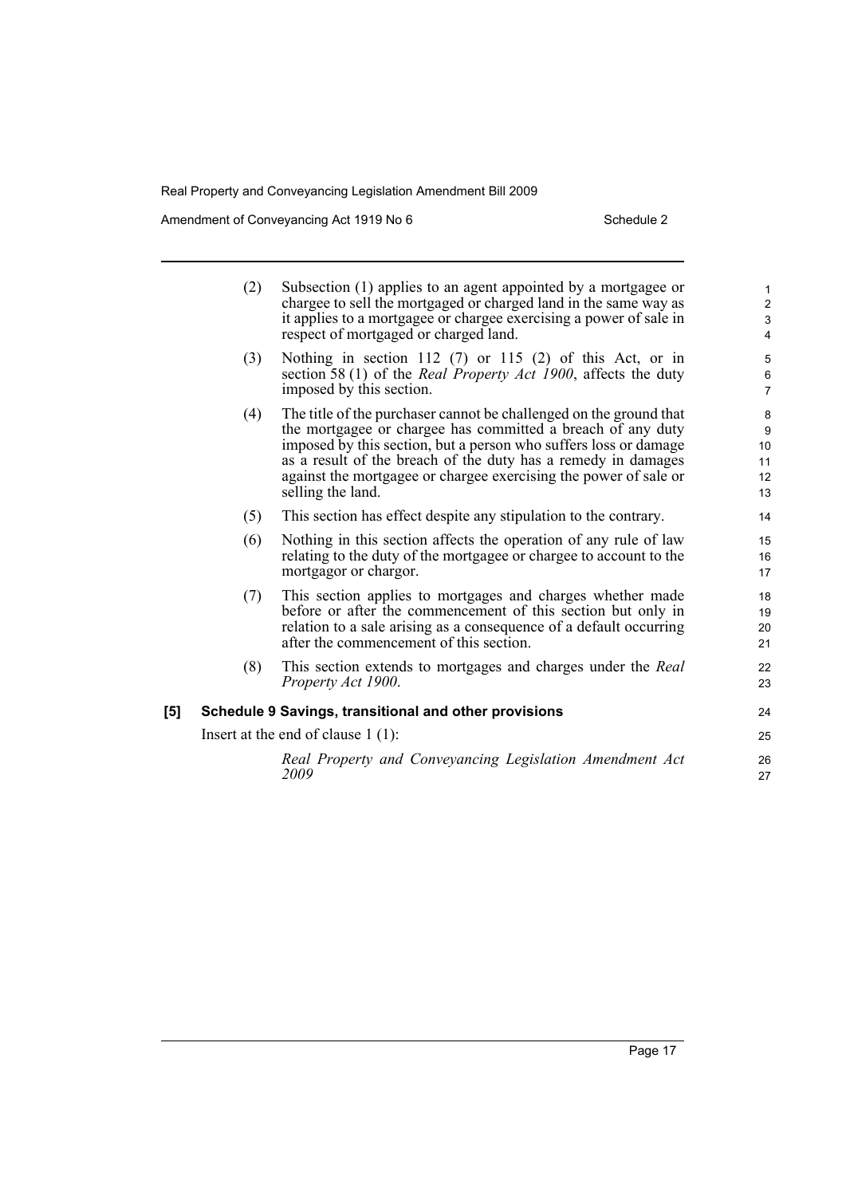(2) Subsection (1) applies to an agent appointed by a mortgagee or chargee to sell the mortgaged or charged land in the same way as it applies to a mortgagee or chargee exercising a power of sale in respect of mortgaged or charged land.

(3) Nothing in section 112 (7) or 115 (2) of this Act, or in section 58 (1) of the *Real Property Act 1900*, affects the duty imposed by this section.

(4) The title of the purchaser cannot be challenged on the ground that the mortgagee or chargee has committed a breach of any duty imposed by this section, but a person who suffers loss or damage as a result of the breach of the duty has a remedy in damages against the mortgagee or chargee exercising the power of sale or selling the land.

(5) This section has effect despite any stipulation to the contrary.

(6) Nothing in this section affects the operation of any rule of law relating to the duty of the mortgagee or chargee to account to the mortgagor or chargor.

(7) This section applies to mortgages and charges whether made before or after the commencement of this section but only in relation to a sale arising as a consequence of a default occurring after the commencement of this section.

(8) This section extends to mortgages and charges under the *Real Property Act 1900*.

**[5] Schedule 9 Savings, transitional and other provisions**

Insert at the end of clause 1 (1):

*Real Property and Conveyancing Legislation Amendment Act 2009*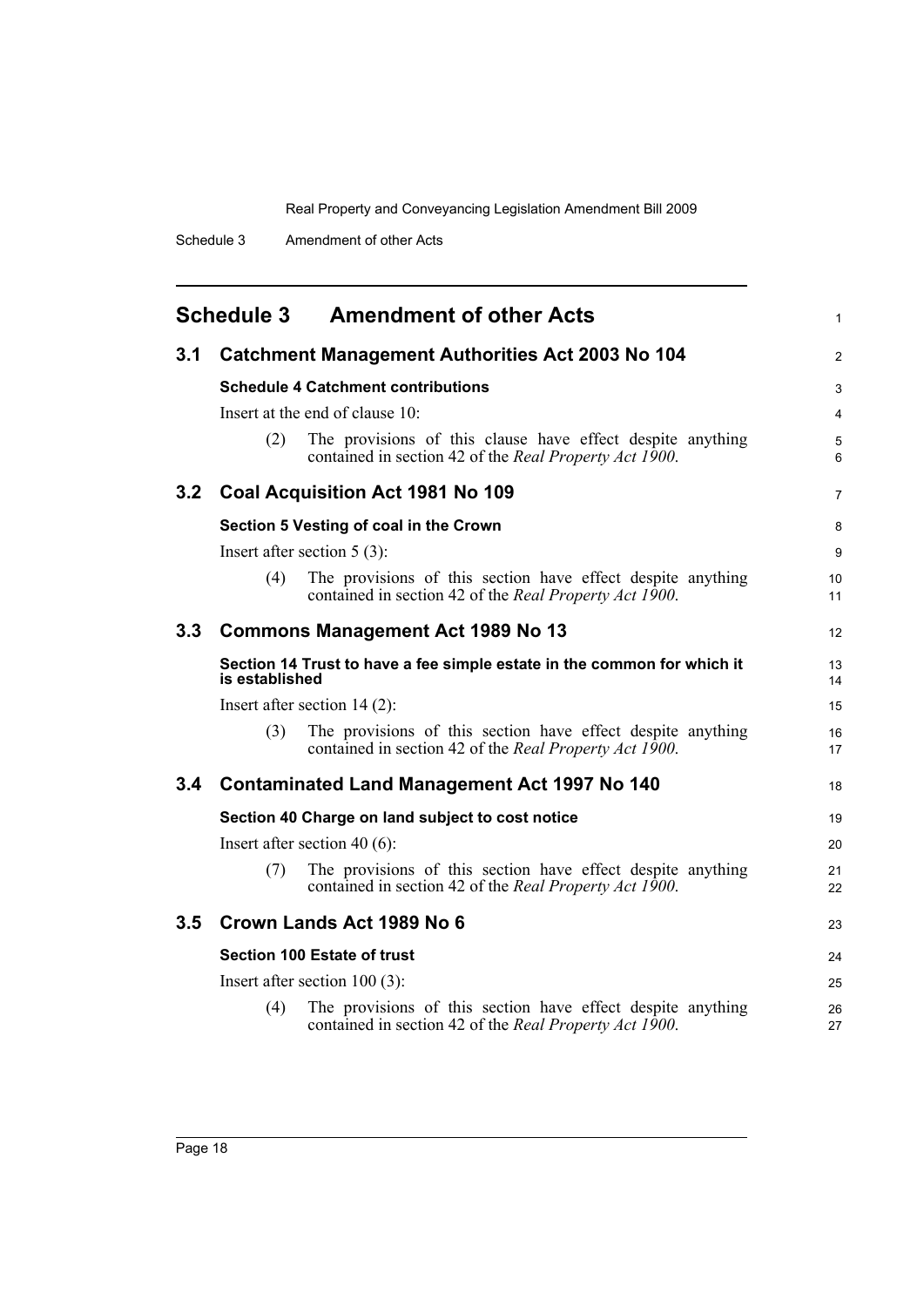## Schedule 3 Amendment of other Acts

### 3.1 Catchment Management Authorities Act 2003 No 104

**Schedule 4 Catchment contributions**

Insert at the end of clause 10:

(2) The provisions of this clause have effect despite anything contained in section 42 of the *Real Property Act 1900*.

### 3.2 Coal Acquisition Act 1981 No 109

**Section 5 Vesting of coal in the Crown**

Insert after section 5 (3):

(4) The provisions of this section have effect despite anything contained in section 42 of the *Real Property Act 1900*.

### 3.3 Commons Management Act 1989 No 13

**Section 14 Trust to have a fee simple estate in the common for which it is established**

Insert after section 14 (2):

(3) The provisions of this section have effect despite anything contained in section 42 of the *Real Property Act 1900*.

### 3.4 Contaminated Land Management Act 1997 No 140

**Section 40 Charge on land subject to cost notice**

Insert after section 40 (6):

(7) The provisions of this section have effect despite anything contained in section 42 of the *Real Property Act 1900*.

### 3.5 Crown Lands Act 1989 No 6

**Section 100 Estate of trust**

Insert after section 100 (3):

(4) The provisions of this section have effect despite anything contained in section 42 of the *Real Property Act 1900*.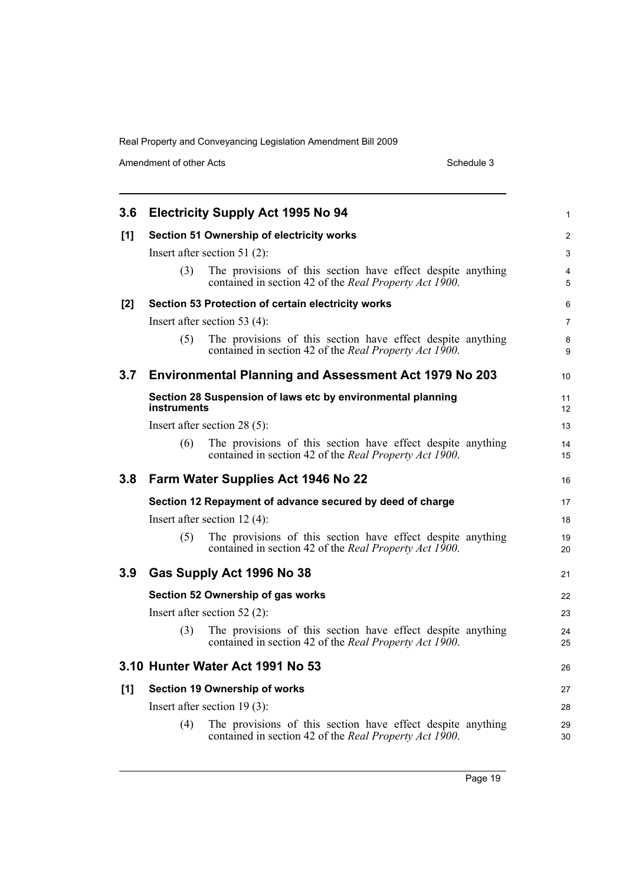## 3.6 Electricity Supply Act 1995 No 94

**[1] Section 51 Ownership of electricity works**

Insert after section 51 (2):

(3) The provisions of this section have effect despite anything contained in section 42 of the *Real Property Act 1900*.

**[2] Section 53 Protection of certain electricity works**

Insert after section 53 (4):

(5) The provisions of this section have effect despite anything contained in section 42 of the *Real Property Act 1900*.

## 3.7 Environmental Planning and Assessment Act 1979 No 203

**Section 28 Suspension of laws etc by environmental planning instruments**

Insert after section 28 (5):

(6) The provisions of this section have effect despite anything contained in section 42 of the *Real Property Act 1900*.

## 3.8 Farm Water Supplies Act 1946 No 22

**Section 12 Repayment of advance secured by deed of charge**

Insert after section 12 (4):

(5) The provisions of this section have effect despite anything contained in section 42 of the *Real Property Act 1900*.

## 3.9 Gas Supply Act 1996 No 38

**Section 52 Ownership of gas works**

Insert after section 52 (2):

(3) The provisions of this section have effect despite anything contained in section 42 of the *Real Property Act 1900*.

## 3.10 Hunter Water Act 1991 No 53

**[1] Section 19 Ownership of works**

Insert after section 19 (3):

(4) The provisions of this section have effect despite anything contained in section 42 of the *Real Property Act 1900*.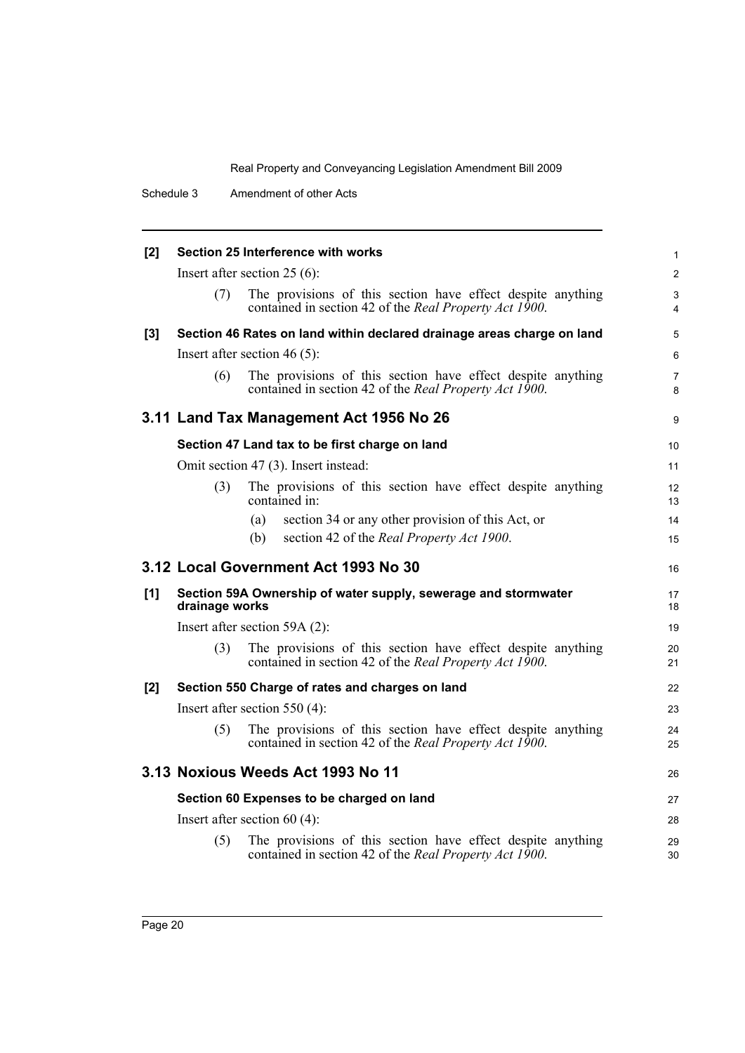**[2] Section 25 Interference with works**

Insert after section 25 (6):

(7) The provisions of this section have effect despite anything contained in section 42 of the *Real Property Act 1900*.

**[3] Section 46 Rates on land within declared drainage areas charge on land**

Insert after section 46 (5):

(6) The provisions of this section have effect despite anything contained in section 42 of the *Real Property Act 1900*.

## 3.11 Land Tax Management Act 1956 No 26

**Section 47 Land tax to be first charge on land**

Omit section 47 (3). Insert instead:

(3) The provisions of this section have effect despite anything contained in:

(a) section 34 or any other provision of this Act, or

(b) section 42 of the *Real Property Act 1900*.

## 3.12 Local Government Act 1993 No 30

**[1] Section 59A Ownership of water supply, sewerage and stormwater drainage works**

Insert after section 59A (2):

(3) The provisions of this section have effect despite anything contained in section 42 of the *Real Property Act 1900*.

**[2] Section 550 Charge of rates and charges on land**

Insert after section 550 (4):

(5) The provisions of this section have effect despite anything contained in section 42 of the *Real Property Act 1900*.

## 3.13 Noxious Weeds Act 1993 No 11

**Section 60 Expenses to be charged on land**

Insert after section 60 (4):

(5) The provisions of this section have effect despite anything contained in section 42 of the *Real Property Act 1900*.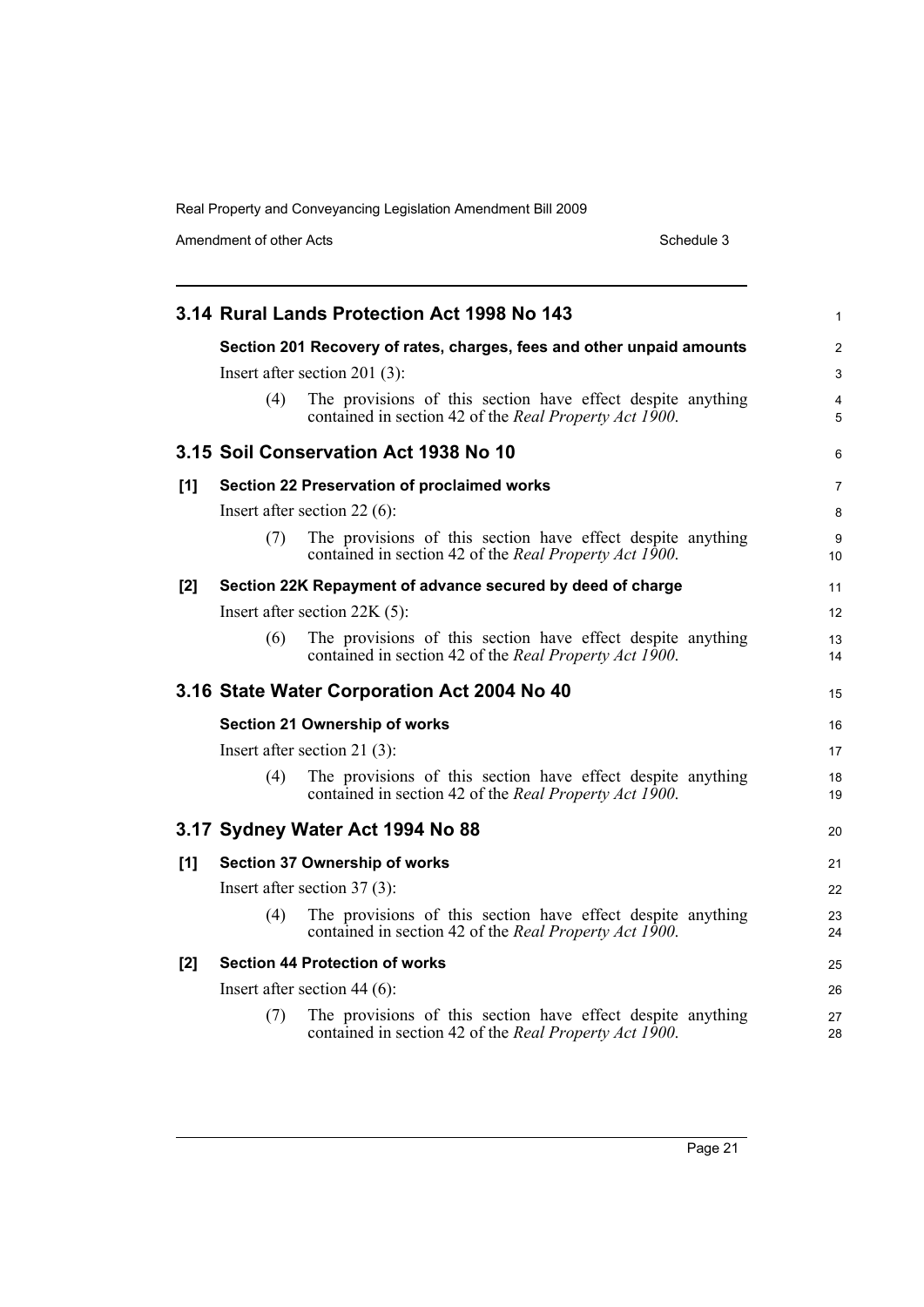## 3.14 Rural Lands Protection Act 1998 No 143

### Section 201 Recovery of rates, charges, fees and other unpaid amounts

Insert after section 201 (3):

(4) The provisions of this section have effect despite anything contained in section 42 of the *Real Property Act 1900*.

## 3.15 Soil Conservation Act 1938 No 10

### [1] Section 22 Preservation of proclaimed works

Insert after section 22 (6):

(7) The provisions of this section have effect despite anything contained in section 42 of the *Real Property Act 1900*.

### [2] Section 22K Repayment of advance secured by deed of charge

Insert after section 22K (5):

(6) The provisions of this section have effect despite anything contained in section 42 of the *Real Property Act 1900*.

## 3.16 State Water Corporation Act 2004 No 40

### Section 21 Ownership of works

Insert after section 21 (3):

(4) The provisions of this section have effect despite anything contained in section 42 of the *Real Property Act 1900*.

## 3.17 Sydney Water Act 1994 No 88

### [1] Section 37 Ownership of works

Insert after section 37 (3):

(4) The provisions of this section have effect despite anything contained in section 42 of the *Real Property Act 1900*.

### [2] Section 44 Protection of works

Insert after section 44 (6):

(7) The provisions of this section have effect despite anything contained in section 42 of the *Real Property Act 1900*.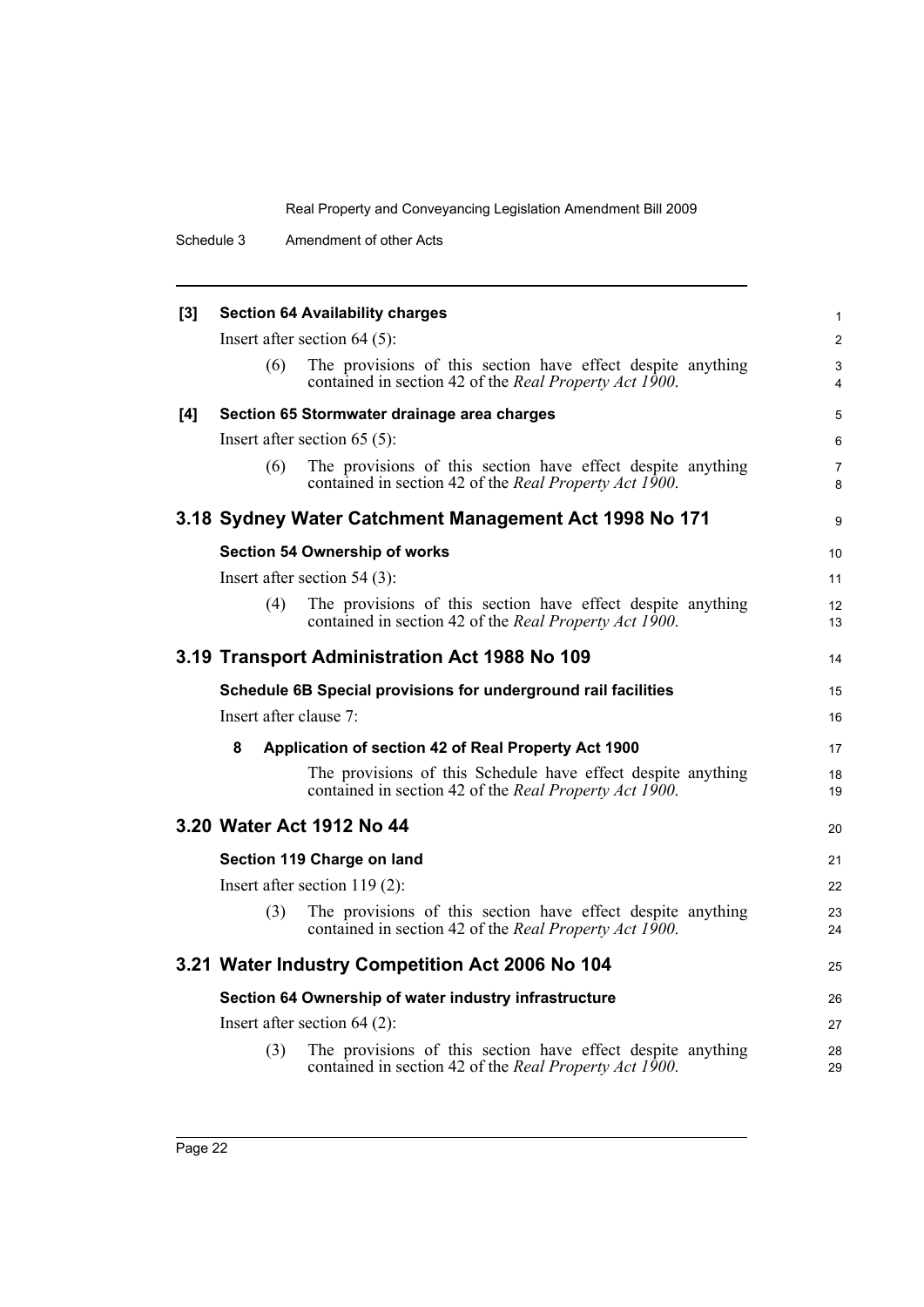**[3] Section 64 Availability charges**

Insert after section 64 (5):

(6) The provisions of this section have effect despite anything contained in section 42 of the *Real Property Act 1900*.

**[4] Section 65 Stormwater drainage area charges**

Insert after section 65 (5):

(6) The provisions of this section have effect despite anything contained in section 42 of the *Real Property Act 1900*.

## 3.18 Sydney Water Catchment Management Act 1998 No 171

**Section 54 Ownership of works**

Insert after section 54 (3):

(4) The provisions of this section have effect despite anything contained in section 42 of the *Real Property Act 1900*.

## 3.19 Transport Administration Act 1988 No 109

**Schedule 6B Special provisions for underground rail facilities**

Insert after clause 7:

**8 Application of section 42 of Real Property Act 1900**

The provisions of this Schedule have effect despite anything contained in section 42 of the *Real Property Act 1900*.

## 3.20 Water Act 1912 No 44

**Section 119 Charge on land**

Insert after section 119 (2):

(3) The provisions of this section have effect despite anything contained in section 42 of the *Real Property Act 1900*.

## 3.21 Water Industry Competition Act 2006 No 104

**Section 64 Ownership of water industry infrastructure**

Insert after section 64 (2):

(3) The provisions of this section have effect despite anything contained in section 42 of the *Real Property Act 1900*.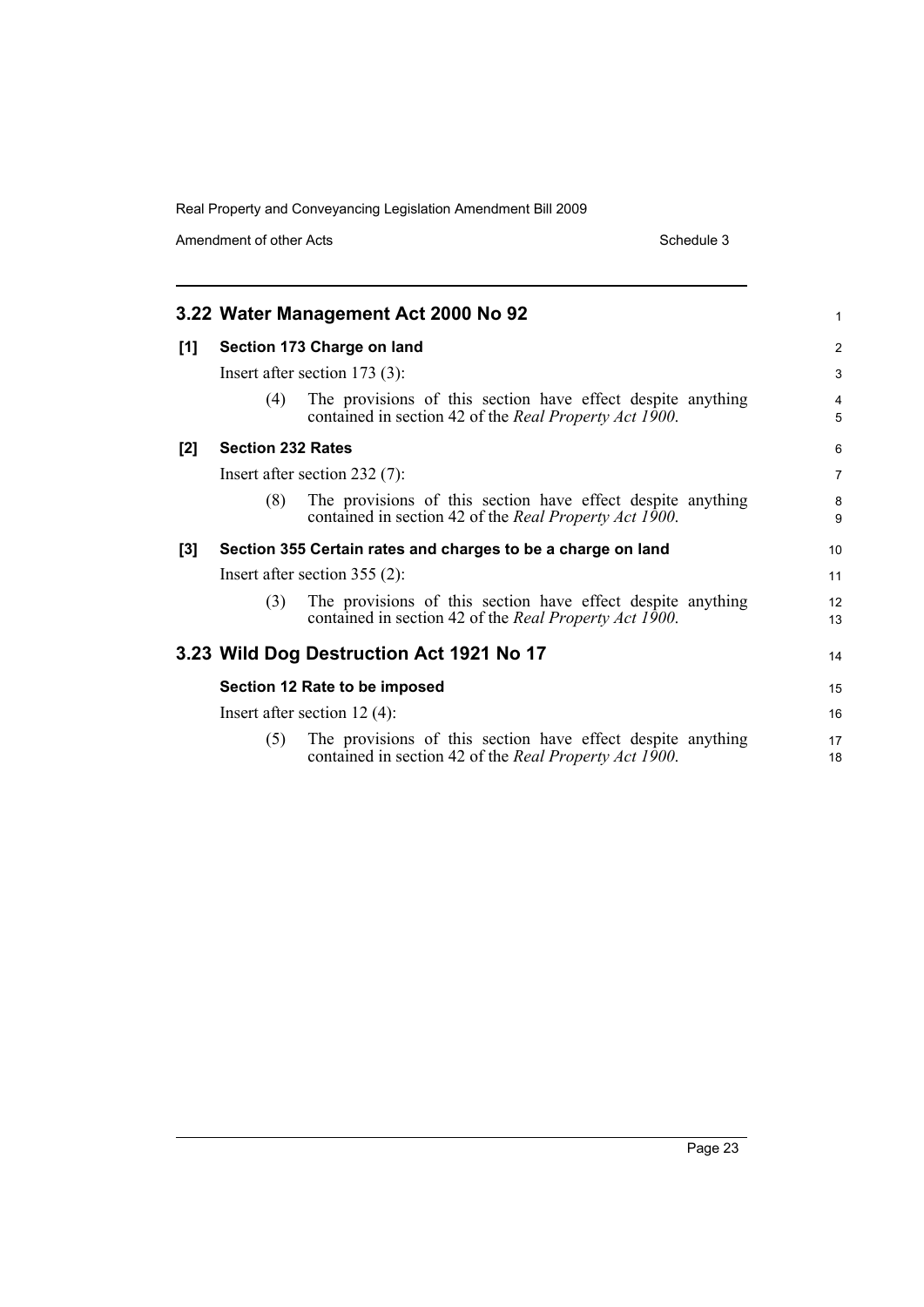## 3.22 Water Management Act 2000 No 92

**[1] Section 173 Charge on land**

Insert after section 173 (3):

(4) The provisions of this section have effect despite anything contained in section 42 of the *Real Property Act 1900*.

**[2] Section 232 Rates**

Insert after section 232 (7):

(8) The provisions of this section have effect despite anything contained in section 42 of the *Real Property Act 1900*.

**[3] Section 355 Certain rates and charges to be a charge on land**

Insert after section 355 (2):

(3) The provisions of this section have effect despite anything contained in section 42 of the *Real Property Act 1900*.

## 3.23 Wild Dog Destruction Act 1921 No 17

**Section 12 Rate to be imposed**

Insert after section 12 (4):

(5) The provisions of this section have effect despite anything contained in section 42 of the *Real Property Act 1900*.